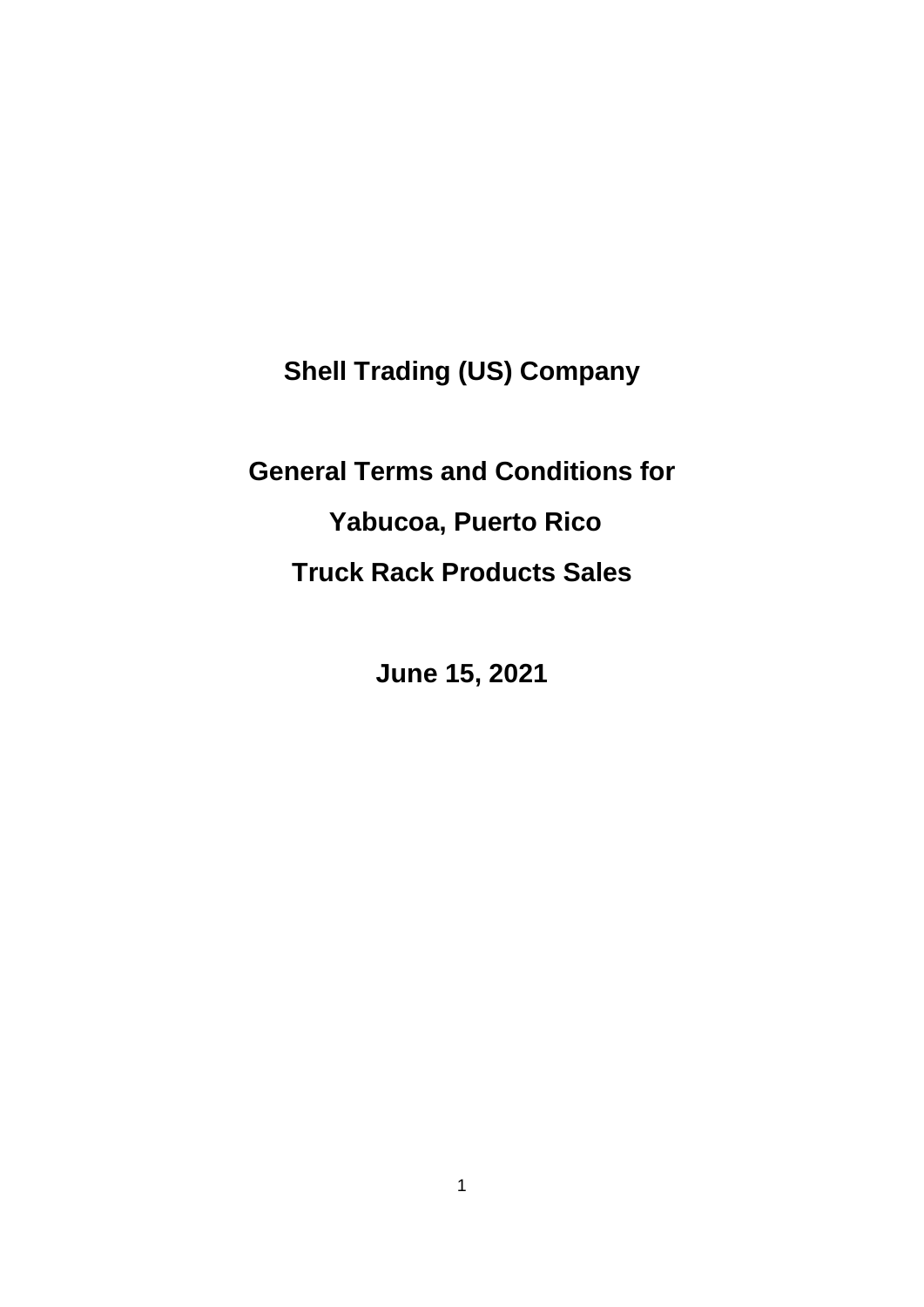# Shell Trading (US) Company

# General Terms and Conditions for

# Yabucoa, Puerto Rico

# Truck Rack Products Sales

**June 15, 2021**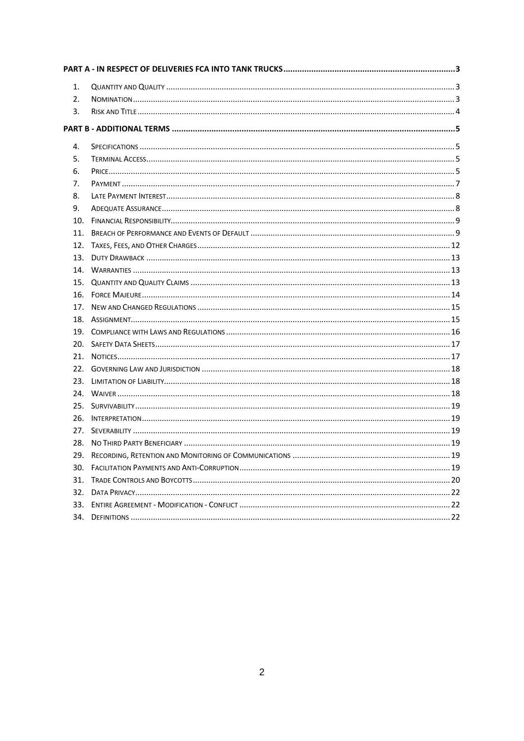**PART A - IN RESPECT OF DELIVERIES FCA INTO TANK TRUCKS** ..... 3

1. QUANTITY AND QUALITY ..... 3
2. NOMINATION ..... 3
3. RISK AND TITLE ..... 4

**PART B - ADDITIONAL TERMS** ..... 5

4. SPECIFICATIONS ..... 5
5. TERMINAL ACCESS ..... 5
6. PRICE ..... 5
7. PAYMENT ..... 7
8. LATE PAYMENT INTEREST ..... 8
9. ADEQUATE ASSURANCE ..... 8
10. FINANCIAL RESPONSIBILITY ..... 9
11. BREACH OF PERFORMANCE AND EVENTS OF DEFAULT ..... 9
12. TAXES, FEES, AND OTHER CHARGES ..... 12
13. DUTY DRAWBACK ..... 13
14. WARRANTIES ..... 13
15. QUANTITY AND QUALITY CLAIMS ..... 13
16. FORCE MAJEURE ..... 14
17. NEW AND CHANGED REGULATIONS ..... 15
18. ASSIGNMENT ..... 15
19. COMPLIANCE WITH LAWS AND REGULATIONS ..... 16
20. SAFETY DATA SHEETS ..... 17
21. NOTICES ..... 17
22. GOVERNING LAW AND JURISDICTION ..... 18
23. LIMITATION OF LIABILITY ..... 18
24. WAIVER ..... 18
25. SURVIVABILITY ..... 19
26. INTERPRETATION ..... 19
27. SEVERABILITY ..... 19
28. NO THIRD PARTY BENEFICIARY ..... 19
29. RECORDING, RETENTION AND MONITORING OF COMMUNICATIONS ..... 19
30. FACILITATION PAYMENTS AND ANTI-CORRUPTION ..... 19
31. TRADE CONTROLS AND BOYCOTTS ..... 20
32. DATA PRIVACY ..... 22
33. ENTIRE AGREEMENT - MODIFICATION - CONFLICT ..... 22
34. DEFINITIONS ..... 22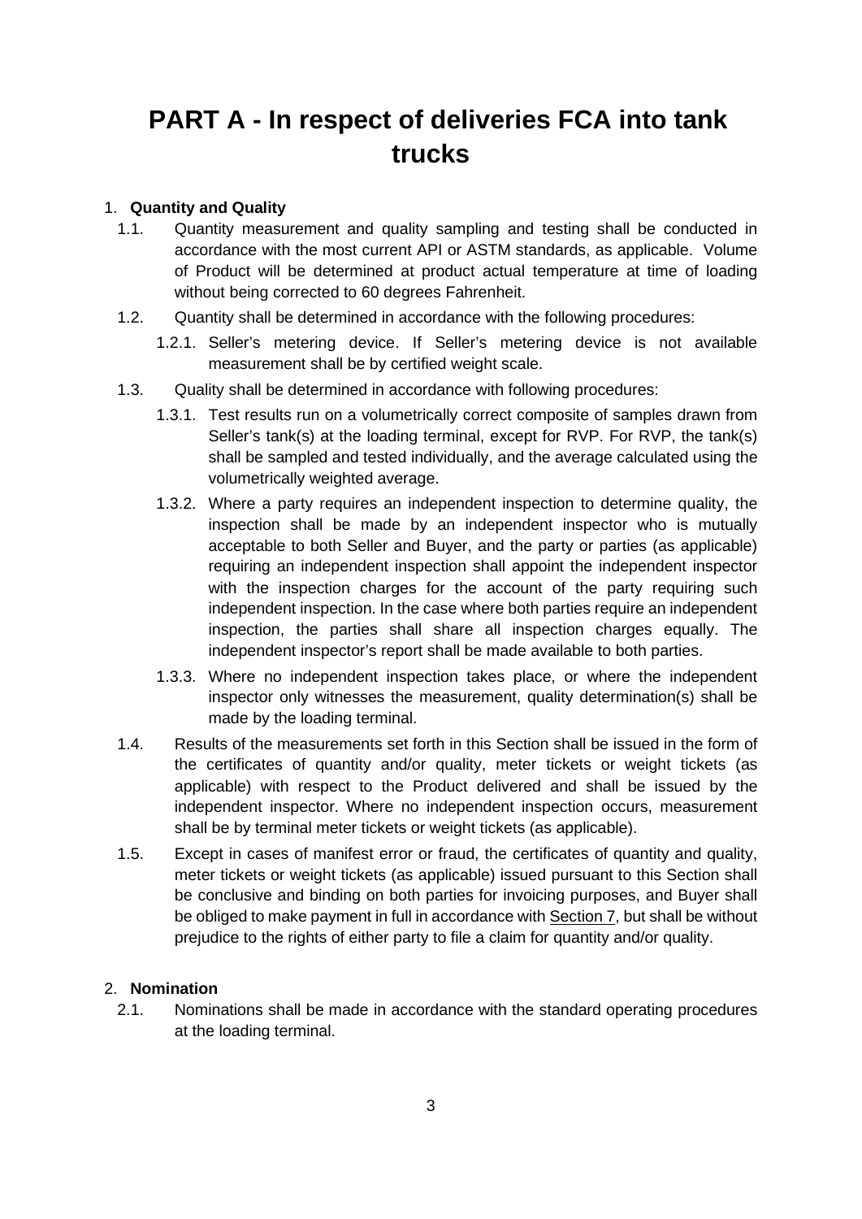# PART A - In respect of deliveries FCA into tank trucks

1. **Quantity and Quality**

   1.1. Quantity measurement and quality sampling and testing shall be conducted in accordance with the most current API or ASTM standards, as applicable. Volume of Product will be determined at product actual temperature at time of loading without being corrected to 60 degrees Fahrenheit.

   1.2. Quantity shall be determined in accordance with the following procedures:

      1.2.1. Seller's metering device. If Seller's metering device is not available measurement shall be by certified weight scale.

   1.3. Quality shall be determined in accordance with following procedures:

      1.3.1. Test results run on a volumetrically correct composite of samples drawn from Seller's tank(s) at the loading terminal, except for RVP. For RVP, the tank(s) shall be sampled and tested individually, and the average calculated using the volumetrically weighted average.

      1.3.2. Where a party requires an independent inspection to determine quality, the inspection shall be made by an independent inspector who is mutually acceptable to both Seller and Buyer, and the party or parties (as applicable) requiring an independent inspection shall appoint the independent inspector with the inspection charges for the account of the party requiring such independent inspection. In the case where both parties require an independent inspection, the parties shall share all inspection charges equally. The independent inspector's report shall be made available to both parties.

      1.3.3. Where no independent inspection takes place, or where the independent inspector only witnesses the measurement, quality determination(s) shall be made by the loading terminal.

   1.4. Results of the measurements set forth in this Section shall be issued in the form of the certificates of quantity and/or quality, meter tickets or weight tickets (as applicable) with respect to the Product delivered and shall be issued by the independent inspector. Where no independent inspection occurs, measurement shall be by terminal meter tickets or weight tickets (as applicable).

   1.5. Except in cases of manifest error or fraud, the certificates of quantity and quality, meter tickets or weight tickets (as applicable) issued pursuant to this Section shall be conclusive and binding on both parties for invoicing purposes, and Buyer shall be obliged to make payment in full in accordance with Section 7, but shall be without prejudice to the rights of either party to file a claim for quantity and/or quality.

2. **Nomination**

   2.1. Nominations shall be made in accordance with the standard operating procedures at the loading terminal.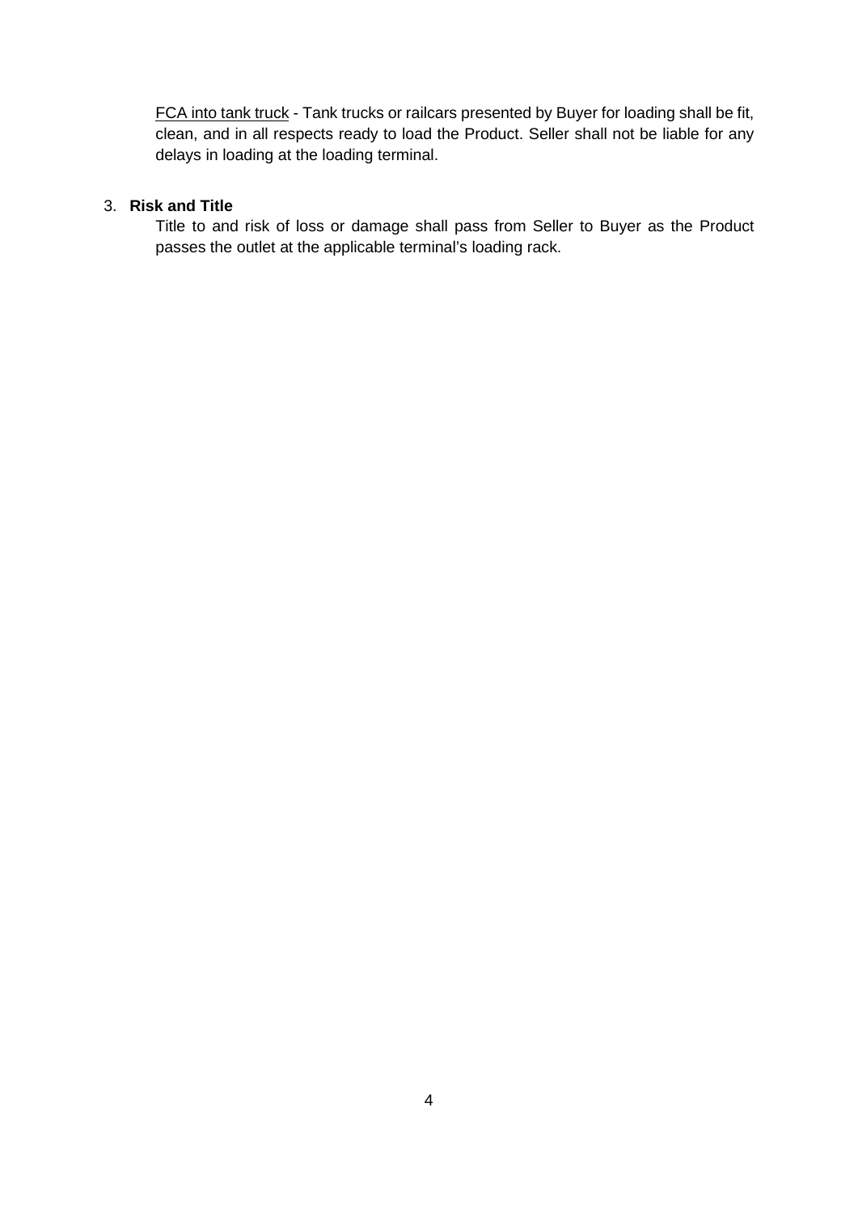<u>FCA into tank truck</u> - Tank trucks or railcars presented by Buyer for loading shall be fit, clean, and in all respects ready to load the Product. Seller shall not be liable for any delays in loading at the loading terminal.

3. **Risk and Title**

   Title to and risk of loss or damage shall pass from Seller to Buyer as the Product passes the outlet at the applicable terminal's loading rack.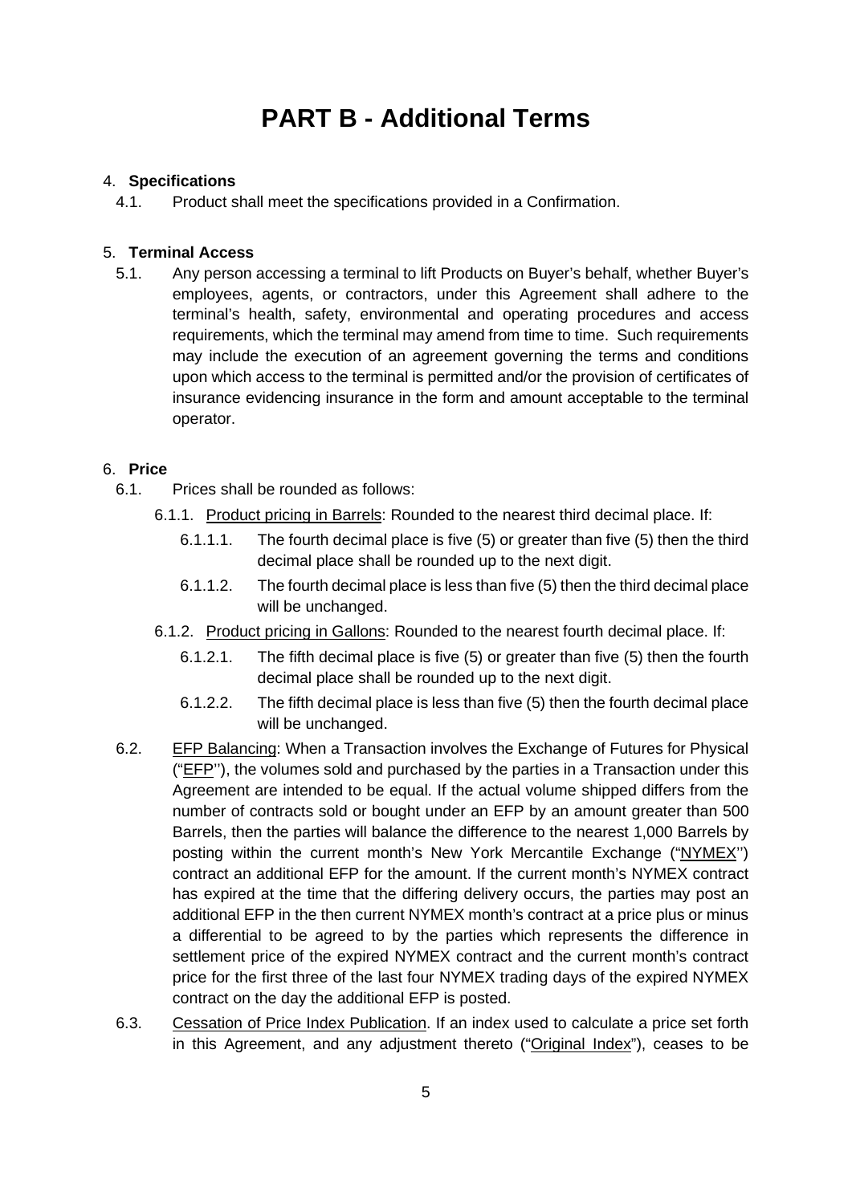# PART B - Additional Terms

4. **Specifications**

   4.1. Product shall meet the specifications provided in a Confirmation.

5. **Terminal Access**

   5.1. Any person accessing a terminal to lift Products on Buyer's behalf, whether Buyer's employees, agents, or contractors, under this Agreement shall adhere to the terminal's health, safety, environmental and operating procedures and access requirements, which the terminal may amend from time to time. Such requirements may include the execution of an agreement governing the terms and conditions upon which access to the terminal is permitted and/or the provision of certificates of insurance evidencing insurance in the form and amount acceptable to the terminal operator.

6. **Price**

   6.1. Prices shall be rounded as follows:

   6.1.1. Product pricing in Barrels: Rounded to the nearest third decimal place. If:

   6.1.1.1. The fourth decimal place is five (5) or greater than five (5) then the third decimal place shall be rounded up to the next digit.

   6.1.1.2. The fourth decimal place is less than five (5) then the third decimal place will be unchanged.

   6.1.2. Product pricing in Gallons: Rounded to the nearest fourth decimal place. If:

   6.1.2.1. The fifth decimal place is five (5) or greater than five (5) then the fourth decimal place shall be rounded up to the next digit.

   6.1.2.2. The fifth decimal place is less than five (5) then the fourth decimal place will be unchanged.

   6.2. EFP Balancing: When a Transaction involves the Exchange of Futures for Physical ("EFP''), the volumes sold and purchased by the parties in a Transaction under this Agreement are intended to be equal. If the actual volume shipped differs from the number of contracts sold or bought under an EFP by an amount greater than 500 Barrels, then the parties will balance the difference to the nearest 1,000 Barrels by posting within the current month's New York Mercantile Exchange ("NYMEX'') contract an additional EFP for the amount. If the current month's NYMEX contract has expired at the time that the differing delivery occurs, the parties may post an additional EFP in the then current NYMEX month's contract at a price plus or minus a differential to be agreed to by the parties which represents the difference in settlement price of the expired NYMEX contract and the current month's contract price for the first three of the last four NYMEX trading days of the expired NYMEX contract on the day the additional EFP is posted.

   6.3. Cessation of Price Index Publication. If an index used to calculate a price set forth in this Agreement, and any adjustment thereto ("Original Index"), ceases to be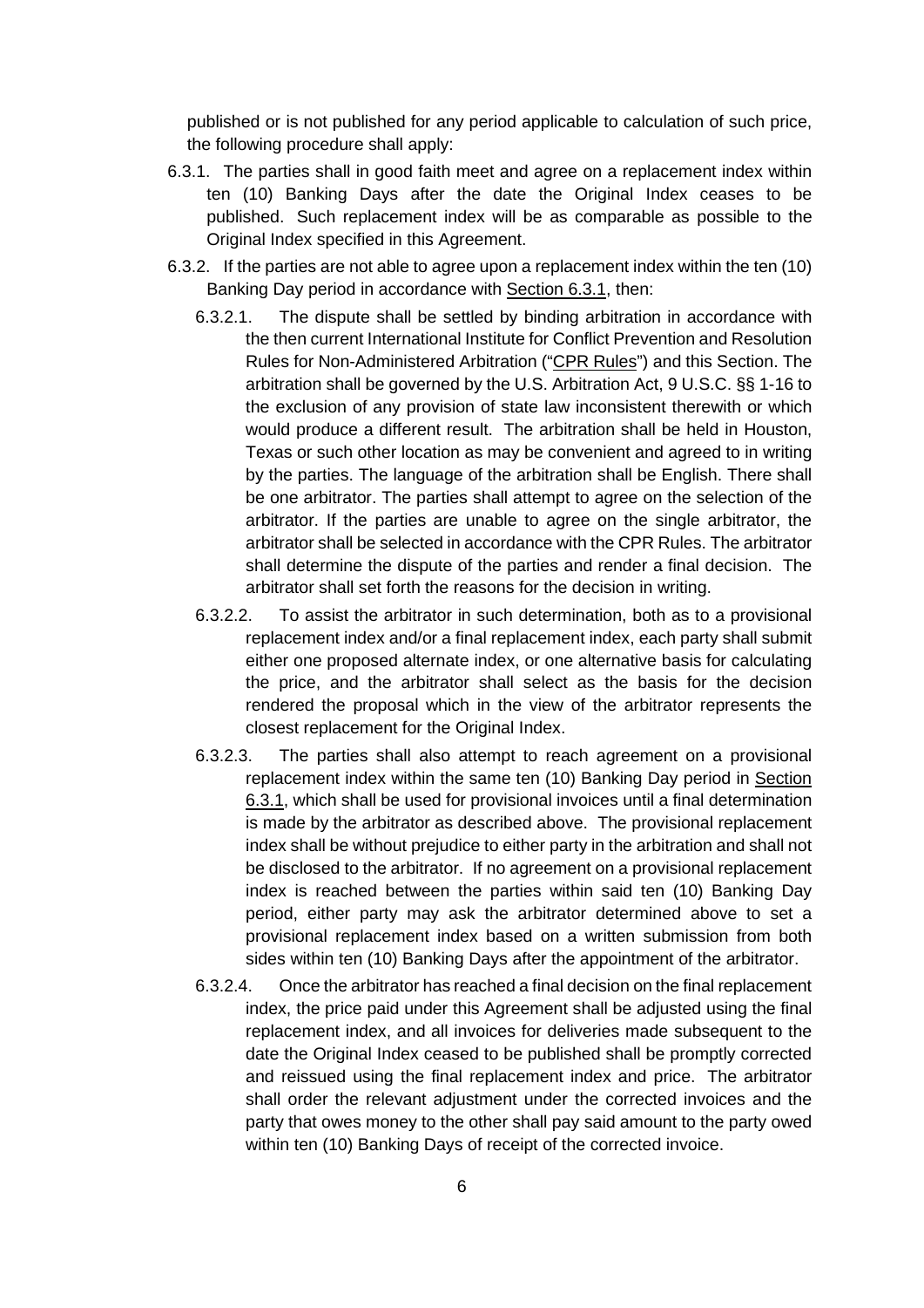published or is not published for any period applicable to calculation of such price, the following procedure shall apply:

6.3.1. The parties shall in good faith meet and agree on a replacement index within ten (10) Banking Days after the date the Original Index ceases to be published. Such replacement index will be as comparable as possible to the Original Index specified in this Agreement.

6.3.2. If the parties are not able to agree upon a replacement index within the ten (10) Banking Day period in accordance with Section 6.3.1, then:

6.3.2.1. The dispute shall be settled by binding arbitration in accordance with the then current International Institute for Conflict Prevention and Resolution Rules for Non-Administered Arbitration ("CPR Rules") and this Section. The arbitration shall be governed by the U.S. Arbitration Act, 9 U.S.C. §§ 1-16 to the exclusion of any provision of state law inconsistent therewith or which would produce a different result. The arbitration shall be held in Houston, Texas or such other location as may be convenient and agreed to in writing by the parties. The language of the arbitration shall be English. There shall be one arbitrator. The parties shall attempt to agree on the selection of the arbitrator. If the parties are unable to agree on the single arbitrator, the arbitrator shall be selected in accordance with the CPR Rules. The arbitrator shall determine the dispute of the parties and render a final decision. The arbitrator shall set forth the reasons for the decision in writing.

6.3.2.2. To assist the arbitrator in such determination, both as to a provisional replacement index and/or a final replacement index, each party shall submit either one proposed alternate index, or one alternative basis for calculating the price, and the arbitrator shall select as the basis for the decision rendered the proposal which in the view of the arbitrator represents the closest replacement for the Original Index.

6.3.2.3. The parties shall also attempt to reach agreement on a provisional replacement index within the same ten (10) Banking Day period in Section 6.3.1, which shall be used for provisional invoices until a final determination is made by the arbitrator as described above. The provisional replacement index shall be without prejudice to either party in the arbitration and shall not be disclosed to the arbitrator. If no agreement on a provisional replacement index is reached between the parties within said ten (10) Banking Day period, either party may ask the arbitrator determined above to set a provisional replacement index based on a written submission from both sides within ten (10) Banking Days after the appointment of the arbitrator.

6.3.2.4. Once the arbitrator has reached a final decision on the final replacement index, the price paid under this Agreement shall be adjusted using the final replacement index, and all invoices for deliveries made subsequent to the date the Original Index ceased to be published shall be promptly corrected and reissued using the final replacement index and price. The arbitrator shall order the relevant adjustment under the corrected invoices and the party that owes money to the other shall pay said amount to the party owed within ten (10) Banking Days of receipt of the corrected invoice.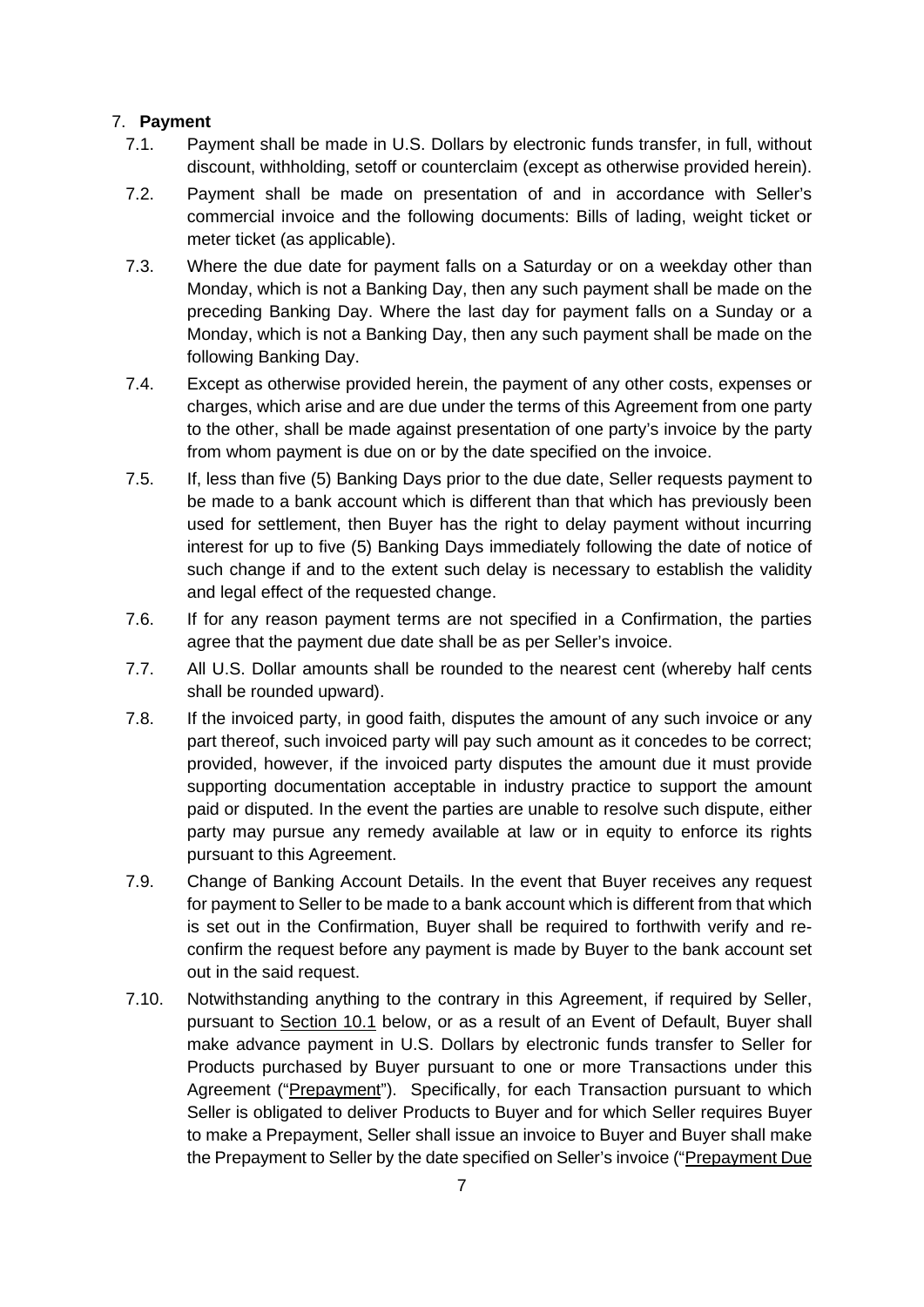7. **Payment**

7.1. Payment shall be made in U.S. Dollars by electronic funds transfer, in full, without discount, withholding, setoff or counterclaim (except as otherwise provided herein).

7.2. Payment shall be made on presentation of and in accordance with Seller's commercial invoice and the following documents: Bills of lading, weight ticket or meter ticket (as applicable).

7.3. Where the due date for payment falls on a Saturday or on a weekday other than Monday, which is not a Banking Day, then any such payment shall be made on the preceding Banking Day. Where the last day for payment falls on a Sunday or a Monday, which is not a Banking Day, then any such payment shall be made on the following Banking Day.

7.4. Except as otherwise provided herein, the payment of any other costs, expenses or charges, which arise and are due under the terms of this Agreement from one party to the other, shall be made against presentation of one party's invoice by the party from whom payment is due on or by the date specified on the invoice.

7.5. If, less than five (5) Banking Days prior to the due date, Seller requests payment to be made to a bank account which is different than that which has previously been used for settlement, then Buyer has the right to delay payment without incurring interest for up to five (5) Banking Days immediately following the date of notice of such change if and to the extent such delay is necessary to establish the validity and legal effect of the requested change.

7.6. If for any reason payment terms are not specified in a Confirmation, the parties agree that the payment due date shall be as per Seller's invoice.

7.7. All U.S. Dollar amounts shall be rounded to the nearest cent (whereby half cents shall be rounded upward).

7.8. If the invoiced party, in good faith, disputes the amount of any such invoice or any part thereof, such invoiced party will pay such amount as it concedes to be correct; provided, however, if the invoiced party disputes the amount due it must provide supporting documentation acceptable in industry practice to support the amount paid or disputed. In the event the parties are unable to resolve such dispute, either party may pursue any remedy available at law or in equity to enforce its rights pursuant to this Agreement.

7.9. Change of Banking Account Details. In the event that Buyer receives any request for payment to Seller to be made to a bank account which is different from that which is set out in the Confirmation, Buyer shall be required to forthwith verify and re-confirm the request before any payment is made by Buyer to the bank account set out in the said request.

7.10. Notwithstanding anything to the contrary in this Agreement, if required by Seller, pursuant to Section 10.1 below, or as a result of an Event of Default, Buyer shall make advance payment in U.S. Dollars by electronic funds transfer to Seller for Products purchased by Buyer pursuant to one or more Transactions under this Agreement ("Prepayment"). Specifically, for each Transaction pursuant to which Seller is obligated to deliver Products to Buyer and for which Seller requires Buyer to make a Prepayment, Seller shall issue an invoice to Buyer and Buyer shall make the Prepayment to Seller by the date specified on Seller's invoice ("Prepayment Due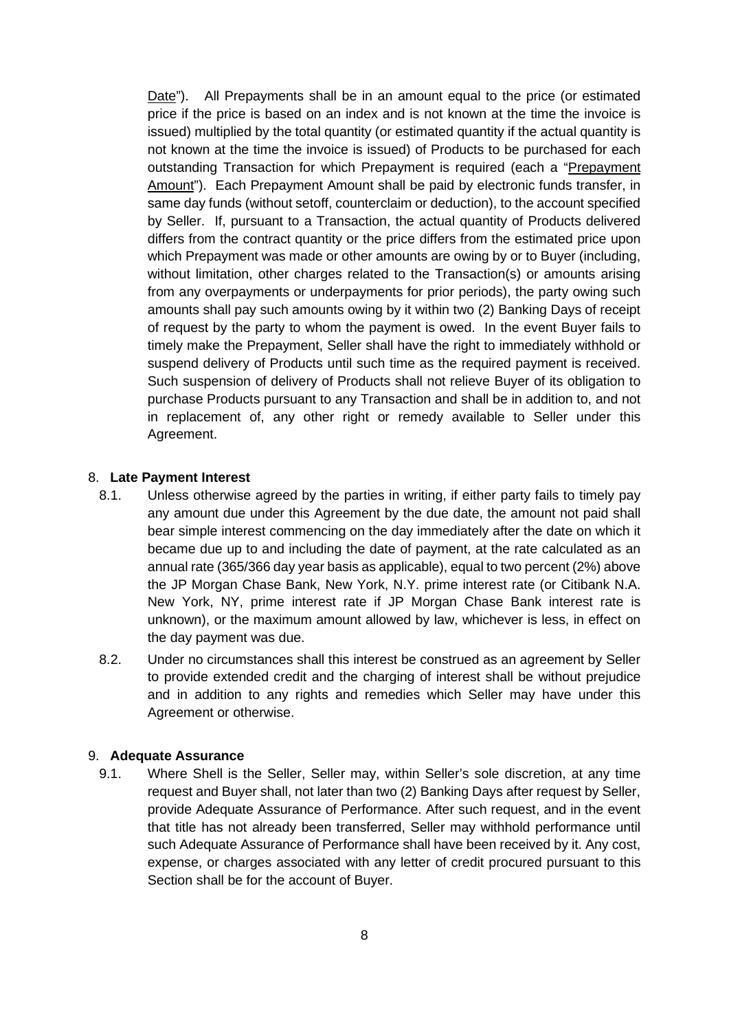Date"). All Prepayments shall be in an amount equal to the price (or estimated price if the price is based on an index and is not known at the time the invoice is issued) multiplied by the total quantity (or estimated quantity if the actual quantity is not known at the time the invoice is issued) of Products to be purchased for each outstanding Transaction for which Prepayment is required (each a "Prepayment Amount"). Each Prepayment Amount shall be paid by electronic funds transfer, in same day funds (without setoff, counterclaim or deduction), to the account specified by Seller. If, pursuant to a Transaction, the actual quantity of Products delivered differs from the contract quantity or the price differs from the estimated price upon which Prepayment was made or other amounts are owing by or to Buyer (including, without limitation, other charges related to the Transaction(s) or amounts arising from any overpayments or underpayments for prior periods), the party owing such amounts shall pay such amounts owing by it within two (2) Banking Days of receipt of request by the party to whom the payment is owed. In the event Buyer fails to timely make the Prepayment, Seller shall have the right to immediately withhold or suspend delivery of Products until such time as the required payment is received. Such suspension of delivery of Products shall not relieve Buyer of its obligation to purchase Products pursuant to any Transaction and shall be in addition to, and not in replacement of, any other right or remedy available to Seller under this Agreement.

## 8. **Late Payment Interest**

8.1. Unless otherwise agreed by the parties in writing, if either party fails to timely pay any amount due under this Agreement by the due date, the amount not paid shall bear simple interest commencing on the day immediately after the date on which it became due up to and including the date of payment, at the rate calculated as an annual rate (365/366 day year basis as applicable), equal to two percent (2%) above the JP Morgan Chase Bank, New York, N.Y. prime interest rate (or Citibank N.A. New York, NY, prime interest rate if JP Morgan Chase Bank interest rate is unknown), or the maximum amount allowed by law, whichever is less, in effect on the day payment was due.

8.2. Under no circumstances shall this interest be construed as an agreement by Seller to provide extended credit and the charging of interest shall be without prejudice and in addition to any rights and remedies which Seller may have under this Agreement or otherwise.

## 9. **Adequate Assurance**

9.1. Where Shell is the Seller, Seller may, within Seller's sole discretion, at any time request and Buyer shall, not later than two (2) Banking Days after request by Seller, provide Adequate Assurance of Performance. After such request, and in the event that title has not already been transferred, Seller may withhold performance until such Adequate Assurance of Performance shall have been received by it. Any cost, expense, or charges associated with any letter of credit procured pursuant to this Section shall be for the account of Buyer.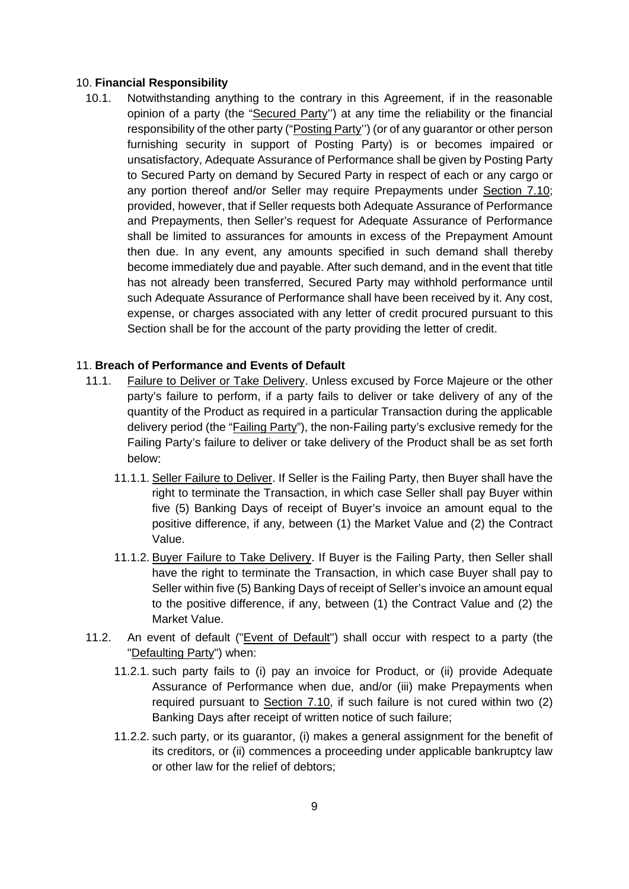## 10. **Financial Responsibility**

10.1. Notwithstanding anything to the contrary in this Agreement, if in the reasonable opinion of a party (the "Secured Party'') at any time the reliability or the financial responsibility of the other party ("Posting Party'') (or of any guarantor or other person furnishing security in support of Posting Party) is or becomes impaired or unsatisfactory, Adequate Assurance of Performance shall be given by Posting Party to Secured Party on demand by Secured Party in respect of each or any cargo or any portion thereof and/or Seller may require Prepayments under Section 7.10; provided, however, that if Seller requests both Adequate Assurance of Performance and Prepayments, then Seller's request for Adequate Assurance of Performance shall be limited to assurances for amounts in excess of the Prepayment Amount then due. In any event, any amounts specified in such demand shall thereby become immediately due and payable. After such demand, and in the event that title has not already been transferred, Secured Party may withhold performance until such Adequate Assurance of Performance shall have been received by it. Any cost, expense, or charges associated with any letter of credit procured pursuant to this Section shall be for the account of the party providing the letter of credit.

## 11. **Breach of Performance and Events of Default**

11.1. Failure to Deliver or Take Delivery. Unless excused by Force Majeure or the other party's failure to perform, if a party fails to deliver or take delivery of any of the quantity of the Product as required in a particular Transaction during the applicable delivery period (the "Failing Party"), the non-Failing party's exclusive remedy for the Failing Party's failure to deliver or take delivery of the Product shall be as set forth below:

11.1.1. Seller Failure to Deliver. If Seller is the Failing Party, then Buyer shall have the right to terminate the Transaction, in which case Seller shall pay Buyer within five (5) Banking Days of receipt of Buyer's invoice an amount equal to the positive difference, if any, between (1) the Market Value and (2) the Contract Value.

11.1.2. Buyer Failure to Take Delivery. If Buyer is the Failing Party, then Seller shall have the right to terminate the Transaction, in which case Buyer shall pay to Seller within five (5) Banking Days of receipt of Seller's invoice an amount equal to the positive difference, if any, between (1) the Contract Value and (2) the Market Value.

11.2. An event of default ("Event of Default") shall occur with respect to a party (the "Defaulting Party") when:

11.2.1. such party fails to (i) pay an invoice for Product, or (ii) provide Adequate Assurance of Performance when due, and/or (iii) make Prepayments when required pursuant to Section 7.10, if such failure is not cured within two (2) Banking Days after receipt of written notice of such failure;

11.2.2. such party, or its guarantor, (i) makes a general assignment for the benefit of its creditors, or (ii) commences a proceeding under applicable bankruptcy law or other law for the relief of debtors;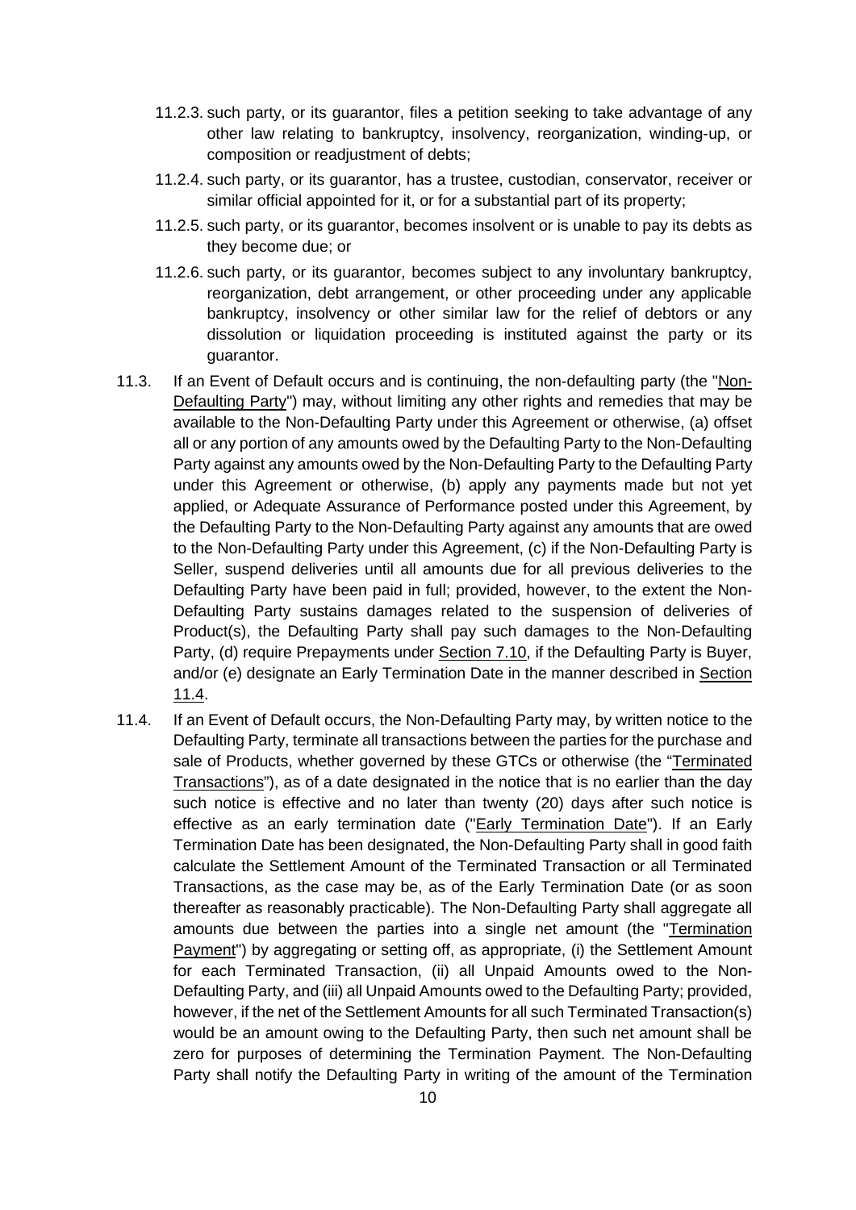11.2.3. such party, or its guarantor, files a petition seeking to take advantage of any other law relating to bankruptcy, insolvency, reorganization, winding-up, or composition or readjustment of debts;

11.2.4. such party, or its guarantor, has a trustee, custodian, conservator, receiver or similar official appointed for it, or for a substantial part of its property;

11.2.5. such party, or its guarantor, becomes insolvent or is unable to pay its debts as they become due; or

11.2.6. such party, or its guarantor, becomes subject to any involuntary bankruptcy, reorganization, debt arrangement, or other proceeding under any applicable bankruptcy, insolvency or other similar law for the relief of debtors or any dissolution or liquidation proceeding is instituted against the party or its guarantor.

11.3. If an Event of Default occurs and is continuing, the non-defaulting party (the "Non-Defaulting Party") may, without limiting any other rights and remedies that may be available to the Non-Defaulting Party under this Agreement or otherwise, (a) offset all or any portion of any amounts owed by the Defaulting Party to the Non-Defaulting Party against any amounts owed by the Non-Defaulting Party to the Defaulting Party under this Agreement or otherwise, (b) apply any payments made but not yet applied, or Adequate Assurance of Performance posted under this Agreement, by the Defaulting Party to the Non-Defaulting Party against any amounts that are owed to the Non-Defaulting Party under this Agreement, (c) if the Non-Defaulting Party is Seller, suspend deliveries until all amounts due for all previous deliveries to the Defaulting Party have been paid in full; provided, however, to the extent the Non-Defaulting Party sustains damages related to the suspension of deliveries of Product(s), the Defaulting Party shall pay such damages to the Non-Defaulting Party, (d) require Prepayments under Section 7.10, if the Defaulting Party is Buyer, and/or (e) designate an Early Termination Date in the manner described in Section 11.4.

11.4. If an Event of Default occurs, the Non-Defaulting Party may, by written notice to the Defaulting Party, terminate all transactions between the parties for the purchase and sale of Products, whether governed by these GTCs or otherwise (the "Terminated Transactions"), as of a date designated in the notice that is no earlier than the day such notice is effective and no later than twenty (20) days after such notice is effective as an early termination date ("Early Termination Date"). If an Early Termination Date has been designated, the Non-Defaulting Party shall in good faith calculate the Settlement Amount of the Terminated Transaction or all Terminated Transactions, as the case may be, as of the Early Termination Date (or as soon thereafter as reasonably practicable). The Non-Defaulting Party shall aggregate all amounts due between the parties into a single net amount (the "Termination Payment") by aggregating or setting off, as appropriate, (i) the Settlement Amount for each Terminated Transaction, (ii) all Unpaid Amounts owed to the Non-Defaulting Party, and (iii) all Unpaid Amounts owed to the Defaulting Party; provided, however, if the net of the Settlement Amounts for all such Terminated Transaction(s) would be an amount owing to the Defaulting Party, then such net amount shall be zero for purposes of determining the Termination Payment. The Non-Defaulting Party shall notify the Defaulting Party in writing of the amount of the Termination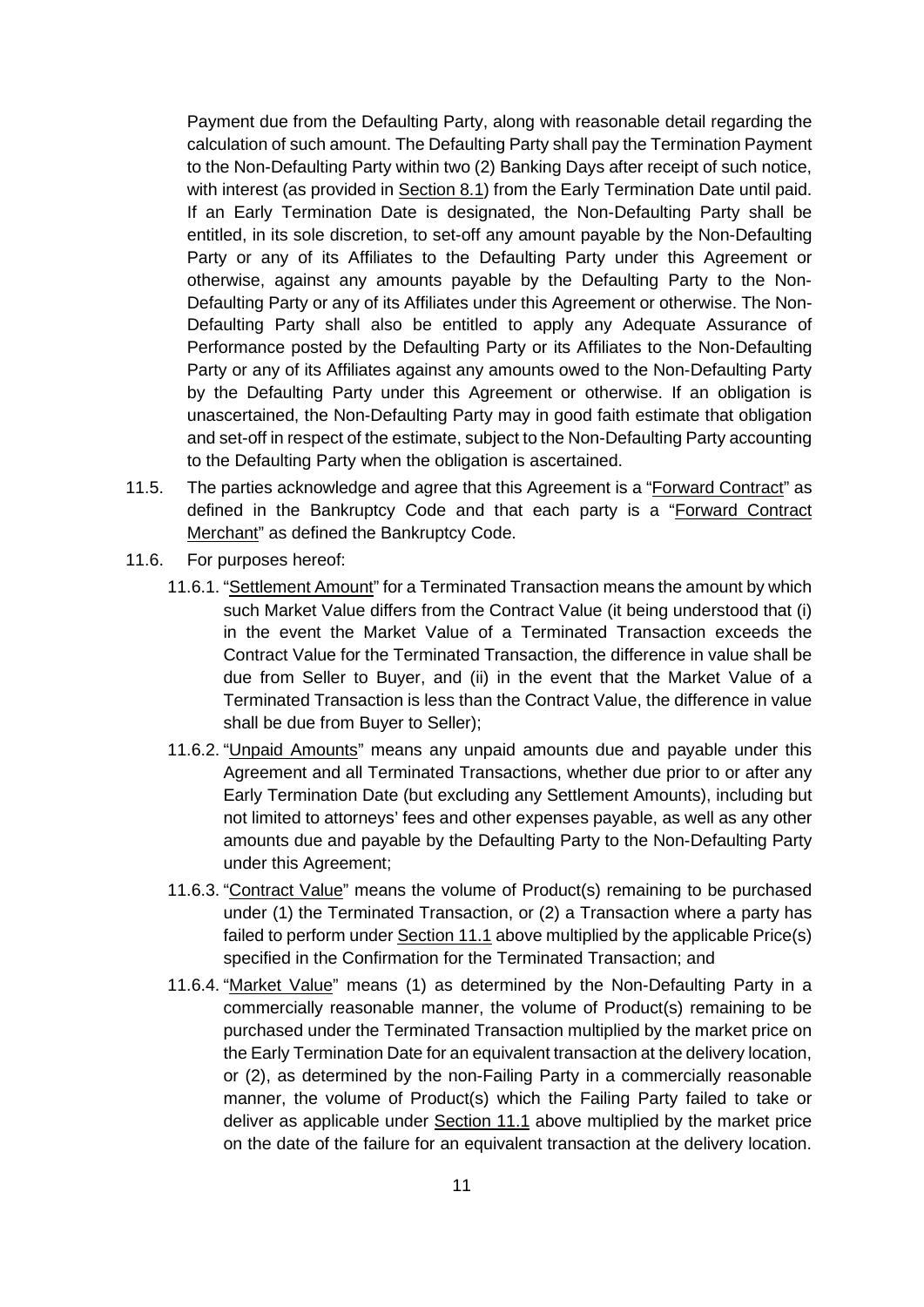Payment due from the Defaulting Party, along with reasonable detail regarding the calculation of such amount. The Defaulting Party shall pay the Termination Payment to the Non-Defaulting Party within two (2) Banking Days after receipt of such notice, with interest (as provided in Section 8.1) from the Early Termination Date until paid. If an Early Termination Date is designated, the Non-Defaulting Party shall be entitled, in its sole discretion, to set-off any amount payable by the Non-Defaulting Party or any of its Affiliates to the Defaulting Party under this Agreement or otherwise, against any amounts payable by the Defaulting Party to the Non-Defaulting Party or any of its Affiliates under this Agreement or otherwise. The Non-Defaulting Party shall also be entitled to apply any Adequate Assurance of Performance posted by the Defaulting Party or its Affiliates to the Non-Defaulting Party or any of its Affiliates against any amounts owed to the Non-Defaulting Party by the Defaulting Party under this Agreement or otherwise. If an obligation is unascertained, the Non-Defaulting Party may in good faith estimate that obligation and set-off in respect of the estimate, subject to the Non-Defaulting Party accounting to the Defaulting Party when the obligation is ascertained.

11.5. The parties acknowledge and agree that this Agreement is a "Forward Contract" as defined in the Bankruptcy Code and that each party is a "Forward Contract Merchant" as defined the Bankruptcy Code.

11.6. For purposes hereof:

11.6.1. "Settlement Amount" for a Terminated Transaction means the amount by which such Market Value differs from the Contract Value (it being understood that (i) in the event the Market Value of a Terminated Transaction exceeds the Contract Value for the Terminated Transaction, the difference in value shall be due from Seller to Buyer, and (ii) in the event that the Market Value of a Terminated Transaction is less than the Contract Value, the difference in value shall be due from Buyer to Seller);

11.6.2. "Unpaid Amounts" means any unpaid amounts due and payable under this Agreement and all Terminated Transactions, whether due prior to or after any Early Termination Date (but excluding any Settlement Amounts), including but not limited to attorneys' fees and other expenses payable, as well as any other amounts due and payable by the Defaulting Party to the Non-Defaulting Party under this Agreement;

11.6.3. "Contract Value" means the volume of Product(s) remaining to be purchased under (1) the Terminated Transaction, or (2) a Transaction where a party has failed to perform under Section 11.1 above multiplied by the applicable Price(s) specified in the Confirmation for the Terminated Transaction; and

11.6.4. "Market Value" means (1) as determined by the Non-Defaulting Party in a commercially reasonable manner, the volume of Product(s) remaining to be purchased under the Terminated Transaction multiplied by the market price on the Early Termination Date for an equivalent transaction at the delivery location, or (2), as determined by the non-Failing Party in a commercially reasonable manner, the volume of Product(s) which the Failing Party failed to take or deliver as applicable under Section 11.1 above multiplied by the market price on the date of the failure for an equivalent transaction at the delivery location.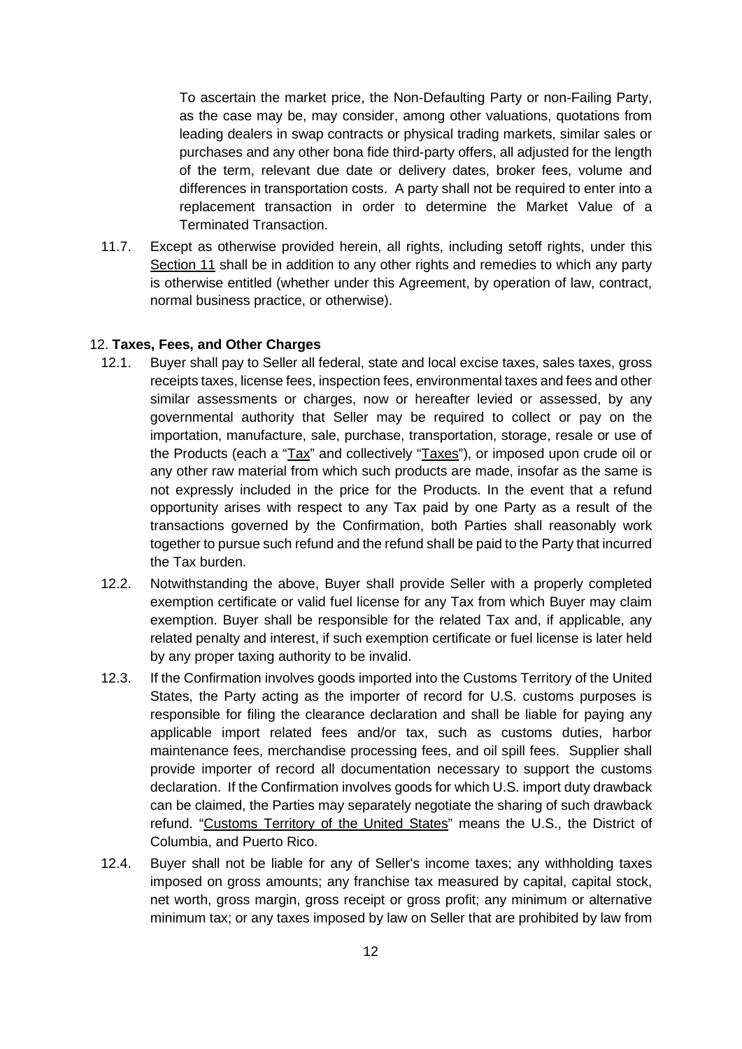To ascertain the market price, the Non-Defaulting Party or non-Failing Party, as the case may be, may consider, among other valuations, quotations from leading dealers in swap contracts or physical trading markets, similar sales or purchases and any other bona fide third-party offers, all adjusted for the length of the term, relevant due date or delivery dates, broker fees, volume and differences in transportation costs. A party shall not be required to enter into a replacement transaction in order to determine the Market Value of a Terminated Transaction.

11.7. Except as otherwise provided herein, all rights, including setoff rights, under this Section 11 shall be in addition to any other rights and remedies to which any party is otherwise entitled (whether under this Agreement, by operation of law, contract, normal business practice, or otherwise).

12. **Taxes, Fees, and Other Charges**

12.1. Buyer shall pay to Seller all federal, state and local excise taxes, sales taxes, gross receipts taxes, license fees, inspection fees, environmental taxes and fees and other similar assessments or charges, now or hereafter levied or assessed, by any governmental authority that Seller may be required to collect or pay on the importation, manufacture, sale, purchase, transportation, storage, resale or use of the Products (each a "Tax" and collectively "Taxes"), or imposed upon crude oil or any other raw material from which such products are made, insofar as the same is not expressly included in the price for the Products. In the event that a refund opportunity arises with respect to any Tax paid by one Party as a result of the transactions governed by the Confirmation, both Parties shall reasonably work together to pursue such refund and the refund shall be paid to the Party that incurred the Tax burden.

12.2. Notwithstanding the above, Buyer shall provide Seller with a properly completed exemption certificate or valid fuel license for any Tax from which Buyer may claim exemption. Buyer shall be responsible for the related Tax and, if applicable, any related penalty and interest, if such exemption certificate or fuel license is later held by any proper taxing authority to be invalid.

12.3. If the Confirmation involves goods imported into the Customs Territory of the United States, the Party acting as the importer of record for U.S. customs purposes is responsible for filing the clearance declaration and shall be liable for paying any applicable import related fees and/or tax, such as customs duties, harbor maintenance fees, merchandise processing fees, and oil spill fees. Supplier shall provide importer of record all documentation necessary to support the customs declaration. If the Confirmation involves goods for which U.S. import duty drawback can be claimed, the Parties may separately negotiate the sharing of such drawback refund. "Customs Territory of the United States" means the U.S., the District of Columbia, and Puerto Rico.

12.4. Buyer shall not be liable for any of Seller's income taxes; any withholding taxes imposed on gross amounts; any franchise tax measured by capital, capital stock, net worth, gross margin, gross receipt or gross profit; any minimum or alternative minimum tax; or any taxes imposed by law on Seller that are prohibited by law from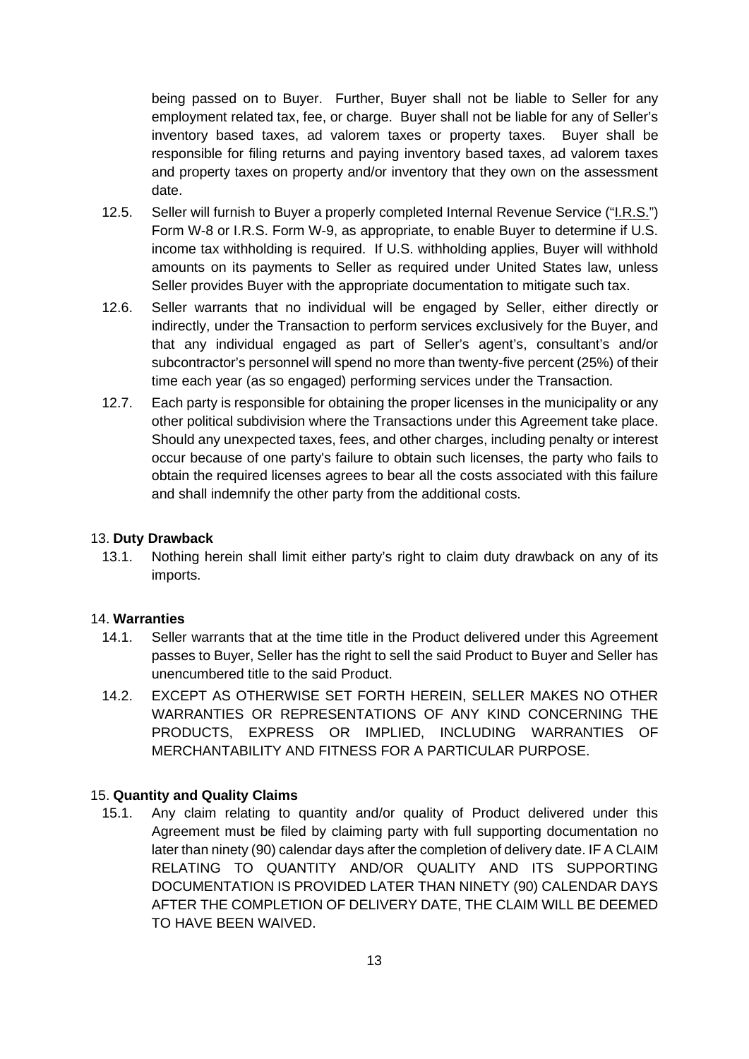being passed on to Buyer. Further, Buyer shall not be liable to Seller for any employment related tax, fee, or charge. Buyer shall not be liable for any of Seller's inventory based taxes, ad valorem taxes or property taxes. Buyer shall be responsible for filing returns and paying inventory based taxes, ad valorem taxes and property taxes on property and/or inventory that they own on the assessment date.

12.5. Seller will furnish to Buyer a properly completed Internal Revenue Service ("I.R.S.") Form W-8 or I.R.S. Form W-9, as appropriate, to enable Buyer to determine if U.S. income tax withholding is required. If U.S. withholding applies, Buyer will withhold amounts on its payments to Seller as required under United States law, unless Seller provides Buyer with the appropriate documentation to mitigate such tax.

12.6. Seller warrants that no individual will be engaged by Seller, either directly or indirectly, under the Transaction to perform services exclusively for the Buyer, and that any individual engaged as part of Seller's agent's, consultant's and/or subcontractor's personnel will spend no more than twenty-five percent (25%) of their time each year (as so engaged) performing services under the Transaction.

12.7. Each party is responsible for obtaining the proper licenses in the municipality or any other political subdivision where the Transactions under this Agreement take place. Should any unexpected taxes, fees, and other charges, including penalty or interest occur because of one party's failure to obtain such licenses, the party who fails to obtain the required licenses agrees to bear all the costs associated with this failure and shall indemnify the other party from the additional costs.

13. **Duty Drawback**

13.1. Nothing herein shall limit either party's right to claim duty drawback on any of its imports.

14. **Warranties**

14.1. Seller warrants that at the time title in the Product delivered under this Agreement passes to Buyer, Seller has the right to sell the said Product to Buyer and Seller has unencumbered title to the said Product.

14.2. EXCEPT AS OTHERWISE SET FORTH HEREIN, SELLER MAKES NO OTHER WARRANTIES OR REPRESENTATIONS OF ANY KIND CONCERNING THE PRODUCTS, EXPRESS OR IMPLIED, INCLUDING WARRANTIES OF MERCHANTABILITY AND FITNESS FOR A PARTICULAR PURPOSE.

15. **Quantity and Quality Claims**

15.1. Any claim relating to quantity and/or quality of Product delivered under this Agreement must be filed by claiming party with full supporting documentation no later than ninety (90) calendar days after the completion of delivery date. IF A CLAIM RELATING TO QUANTITY AND/OR QUALITY AND ITS SUPPORTING DOCUMENTATION IS PROVIDED LATER THAN NINETY (90) CALENDAR DAYS AFTER THE COMPLETION OF DELIVERY DATE, THE CLAIM WILL BE DEEMED TO HAVE BEEN WAIVED.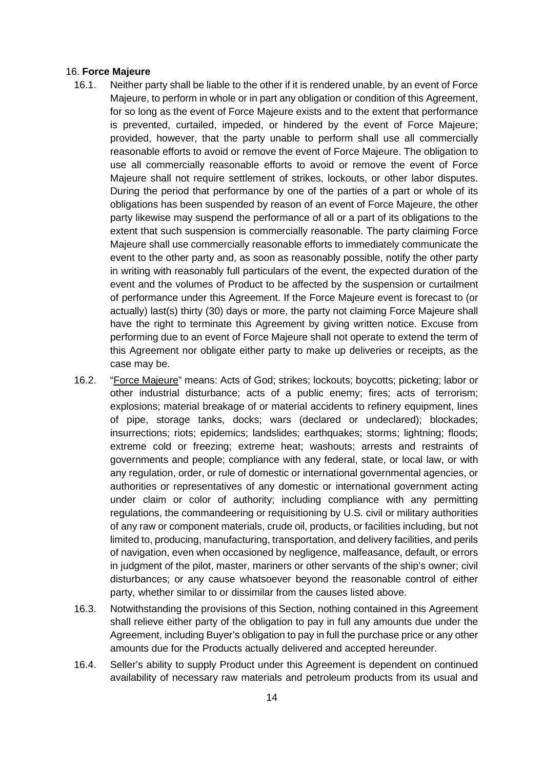16. **Force Majeure**

16.1. Neither party shall be liable to the other if it is rendered unable, by an event of Force Majeure, to perform in whole or in part any obligation or condition of this Agreement, for so long as the event of Force Majeure exists and to the extent that performance is prevented, curtailed, impeded, or hindered by the event of Force Majeure; provided, however, that the party unable to perform shall use all commercially reasonable efforts to avoid or remove the event of Force Majeure. The obligation to use all commercially reasonable efforts to avoid or remove the event of Force Majeure shall not require settlement of strikes, lockouts, or other labor disputes. During the period that performance by one of the parties of a part or whole of its obligations has been suspended by reason of an event of Force Majeure, the other party likewise may suspend the performance of all or a part of its obligations to the extent that such suspension is commercially reasonable. The party claiming Force Majeure shall use commercially reasonable efforts to immediately communicate the event to the other party and, as soon as reasonably possible, notify the other party in writing with reasonably full particulars of the event, the expected duration of the event and the volumes of Product to be affected by the suspension or curtailment of performance under this Agreement. If the Force Majeure event is forecast to (or actually) last(s) thirty (30) days or more, the party not claiming Force Majeure shall have the right to terminate this Agreement by giving written notice. Excuse from performing due to an event of Force Majeure shall not operate to extend the term of this Agreement nor obligate either party to make up deliveries or receipts, as the case may be.

16.2. "Force Majeure" means: Acts of God; strikes; lockouts; boycotts; picketing; labor or other industrial disturbance; acts of a public enemy; fires; acts of terrorism; explosions; material breakage of or material accidents to refinery equipment, lines of pipe, storage tanks, docks; wars (declared or undeclared); blockades; insurrections; riots; epidemics; landslides; earthquakes; storms; lightning; floods; extreme cold or freezing; extreme heat; washouts; arrests and restraints of governments and people; compliance with any federal, state, or local law, or with any regulation, order, or rule of domestic or international governmental agencies, or authorities or representatives of any domestic or international government acting under claim or color of authority; including compliance with any permitting regulations, the commandeering or requisitioning by U.S. civil or military authorities of any raw or component materials, crude oil, products, or facilities including, but not limited to, producing, manufacturing, transportation, and delivery facilities, and perils of navigation, even when occasioned by negligence, malfeasance, default, or errors in judgment of the pilot, master, mariners or other servants of the ship's owner; civil disturbances; or any cause whatsoever beyond the reasonable control of either party, whether similar to or dissimilar from the causes listed above.

16.3. Notwithstanding the provisions of this Section, nothing contained in this Agreement shall relieve either party of the obligation to pay in full any amounts due under the Agreement, including Buyer's obligation to pay in full the purchase price or any other amounts due for the Products actually delivered and accepted hereunder.

16.4. Seller's ability to supply Product under this Agreement is dependent on continued availability of necessary raw materials and petroleum products from its usual and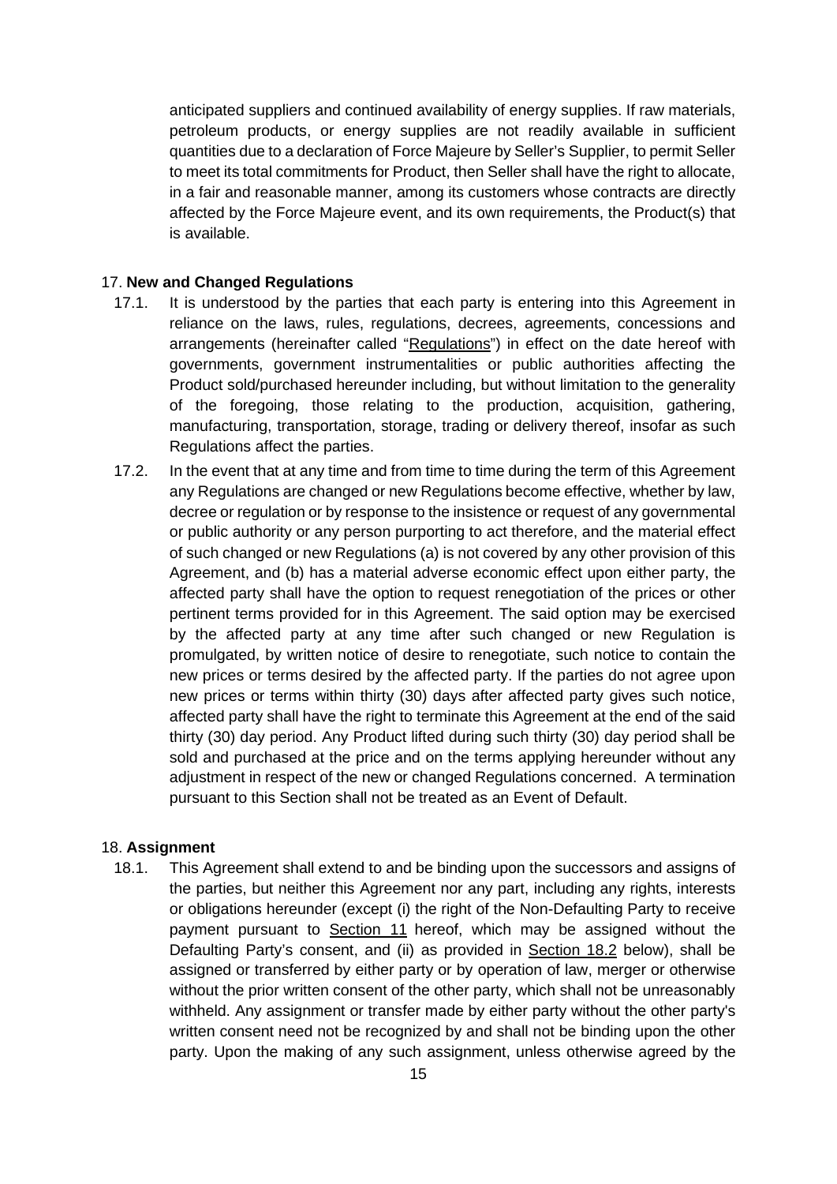anticipated suppliers and continued availability of energy supplies. If raw materials, petroleum products, or energy supplies are not readily available in sufficient quantities due to a declaration of Force Majeure by Seller's Supplier, to permit Seller to meet its total commitments for Product, then Seller shall have the right to allocate, in a fair and reasonable manner, among its customers whose contracts are directly affected by the Force Majeure event, and its own requirements, the Product(s) that is available.

17. **New and Changed Regulations**

17.1. It is understood by the parties that each party is entering into this Agreement in reliance on the laws, rules, regulations, decrees, agreements, concessions and arrangements (hereinafter called "Regulations") in effect on the date hereof with governments, government instrumentalities or public authorities affecting the Product sold/purchased hereunder including, but without limitation to the generality of the foregoing, those relating to the production, acquisition, gathering, manufacturing, transportation, storage, trading or delivery thereof, insofar as such Regulations affect the parties.

17.2. In the event that at any time and from time to time during the term of this Agreement any Regulations are changed or new Regulations become effective, whether by law, decree or regulation or by response to the insistence or request of any governmental or public authority or any person purporting to act therefore, and the material effect of such changed or new Regulations (a) is not covered by any other provision of this Agreement, and (b) has a material adverse economic effect upon either party, the affected party shall have the option to request renegotiation of the prices or other pertinent terms provided for in this Agreement. The said option may be exercised by the affected party at any time after such changed or new Regulation is promulgated, by written notice of desire to renegotiate, such notice to contain the new prices or terms desired by the affected party. If the parties do not agree upon new prices or terms within thirty (30) days after affected party gives such notice, affected party shall have the right to terminate this Agreement at the end of the said thirty (30) day period. Any Product lifted during such thirty (30) day period shall be sold and purchased at the price and on the terms applying hereunder without any adjustment in respect of the new or changed Regulations concerned. A termination pursuant to this Section shall not be treated as an Event of Default.

18. **Assignment**

18.1. This Agreement shall extend to and be binding upon the successors and assigns of the parties, but neither this Agreement nor any part, including any rights, interests or obligations hereunder (except (i) the right of the Non-Defaulting Party to receive payment pursuant to Section 11 hereof, which may be assigned without the Defaulting Party's consent, and (ii) as provided in Section 18.2 below), shall be assigned or transferred by either party or by operation of law, merger or otherwise without the prior written consent of the other party, which shall not be unreasonably withheld. Any assignment or transfer made by either party without the other party's written consent need not be recognized by and shall not be binding upon the other party. Upon the making of any such assignment, unless otherwise agreed by the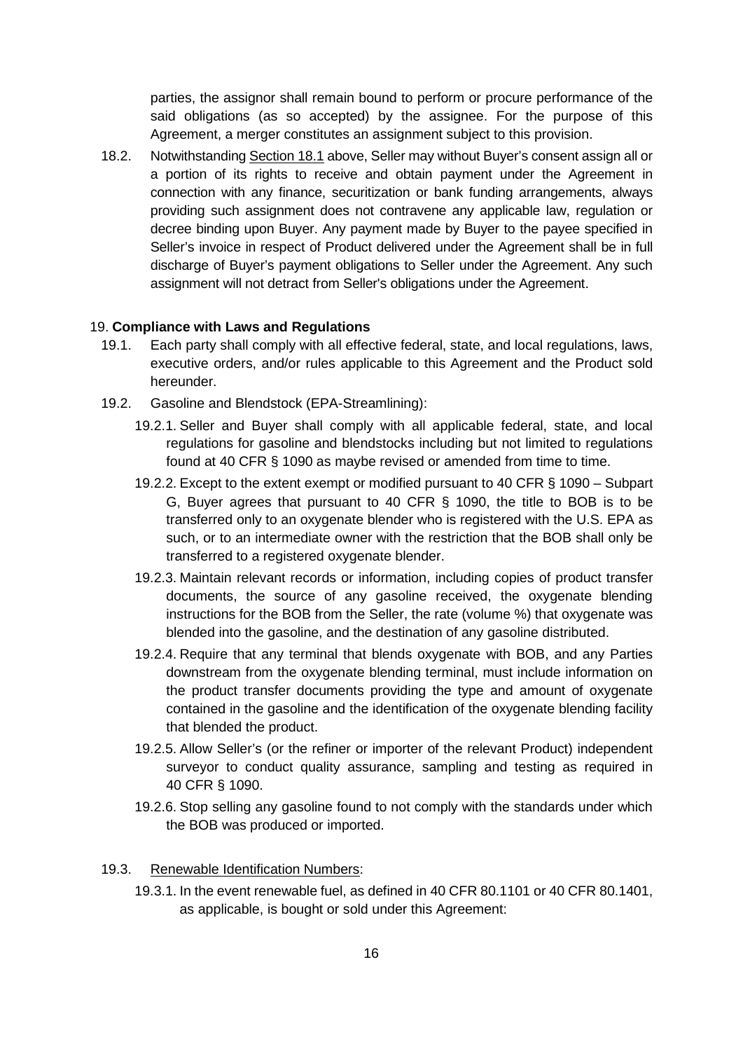parties, the assignor shall remain bound to perform or procure performance of the said obligations (as so accepted) by the assignee. For the purpose of this Agreement, a merger constitutes an assignment subject to this provision.

18.2. Notwithstanding Section 18.1 above, Seller may without Buyer's consent assign all or a portion of its rights to receive and obtain payment under the Agreement in connection with any finance, securitization or bank funding arrangements, always providing such assignment does not contravene any applicable law, regulation or decree binding upon Buyer. Any payment made by Buyer to the payee specified in Seller's invoice in respect of Product delivered under the Agreement shall be in full discharge of Buyer's payment obligations to Seller under the Agreement. Any such assignment will not detract from Seller's obligations under the Agreement.

## 19. **Compliance with Laws and Regulations**

19.1. Each party shall comply with all effective federal, state, and local regulations, laws, executive orders, and/or rules applicable to this Agreement and the Product sold hereunder.

19.2. Gasoline and Blendstock (EPA-Streamlining):

19.2.1. Seller and Buyer shall comply with all applicable federal, state, and local regulations for gasoline and blendstocks including but not limited to regulations found at 40 CFR § 1090 as maybe revised or amended from time to time.

19.2.2. Except to the extent exempt or modified pursuant to 40 CFR § 1090 – Subpart G, Buyer agrees that pursuant to 40 CFR § 1090, the title to BOB is to be transferred only to an oxygenate blender who is registered with the U.S. EPA as such, or to an intermediate owner with the restriction that the BOB shall only be transferred to a registered oxygenate blender.

19.2.3. Maintain relevant records or information, including copies of product transfer documents, the source of any gasoline received, the oxygenate blending instructions for the BOB from the Seller, the rate (volume %) that oxygenate was blended into the gasoline, and the destination of any gasoline distributed.

19.2.4. Require that any terminal that blends oxygenate with BOB, and any Parties downstream from the oxygenate blending terminal, must include information on the product transfer documents providing the type and amount of oxygenate contained in the gasoline and the identification of the oxygenate blending facility that blended the product.

19.2.5. Allow Seller's (or the refiner or importer of the relevant Product) independent surveyor to conduct quality assurance, sampling and testing as required in 40 CFR § 1090.

19.2.6. Stop selling any gasoline found to not comply with the standards under which the BOB was produced or imported.

19.3. Renewable Identification Numbers:

19.3.1. In the event renewable fuel, as defined in 40 CFR 80.1101 or 40 CFR 80.1401, as applicable, is bought or sold under this Agreement: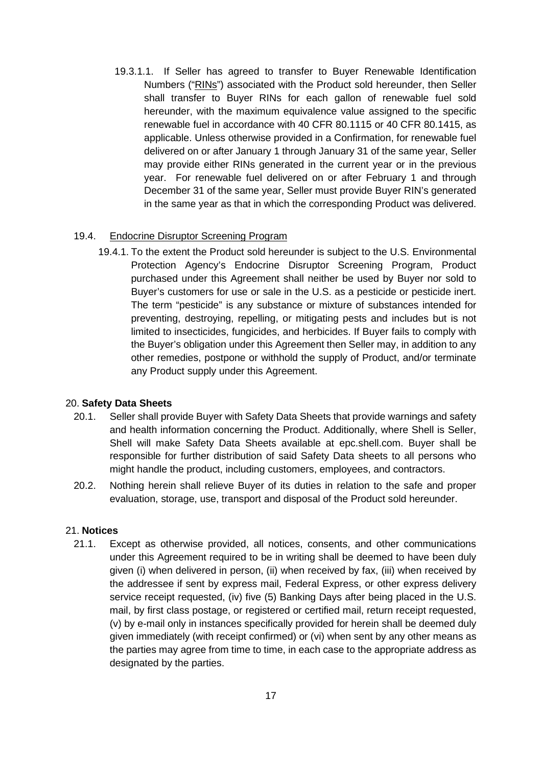19.3.1.1. If Seller has agreed to transfer to Buyer Renewable Identification Numbers ("RINs") associated with the Product sold hereunder, then Seller shall transfer to Buyer RINs for each gallon of renewable fuel sold hereunder, with the maximum equivalence value assigned to the specific renewable fuel in accordance with 40 CFR 80.1115 or 40 CFR 80.1415, as applicable. Unless otherwise provided in a Confirmation, for renewable fuel delivered on or after January 1 through January 31 of the same year, Seller may provide either RINs generated in the current year or in the previous year. For renewable fuel delivered on or after February 1 and through December 31 of the same year, Seller must provide Buyer RIN's generated in the same year as that in which the corresponding Product was delivered.

19.4. Endocrine Disruptor Screening Program

19.4.1. To the extent the Product sold hereunder is subject to the U.S. Environmental Protection Agency's Endocrine Disruptor Screening Program, Product purchased under this Agreement shall neither be used by Buyer nor sold to Buyer's customers for use or sale in the U.S. as a pesticide or pesticide inert. The term "pesticide" is any substance or mixture of substances intended for preventing, destroying, repelling, or mitigating pests and includes but is not limited to insecticides, fungicides, and herbicides. If Buyer fails to comply with the Buyer's obligation under this Agreement then Seller may, in addition to any other remedies, postpone or withhold the supply of Product, and/or terminate any Product supply under this Agreement.

## 20. **Safety Data Sheets**

20.1. Seller shall provide Buyer with Safety Data Sheets that provide warnings and safety and health information concerning the Product. Additionally, where Shell is Seller, Shell will make Safety Data Sheets available at epc.shell.com. Buyer shall be responsible for further distribution of said Safety Data sheets to all persons who might handle the product, including customers, employees, and contractors.

20.2. Nothing herein shall relieve Buyer of its duties in relation to the safe and proper evaluation, storage, use, transport and disposal of the Product sold hereunder.

## 21. **Notices**

21.1. Except as otherwise provided, all notices, consents, and other communications under this Agreement required to be in writing shall be deemed to have been duly given (i) when delivered in person, (ii) when received by fax, (iii) when received by the addressee if sent by express mail, Federal Express, or other express delivery service receipt requested, (iv) five (5) Banking Days after being placed in the U.S. mail, by first class postage, or registered or certified mail, return receipt requested, (v) by e-mail only in instances specifically provided for herein shall be deemed duly given immediately (with receipt confirmed) or (vi) when sent by any other means as the parties may agree from time to time, in each case to the appropriate address as designated by the parties.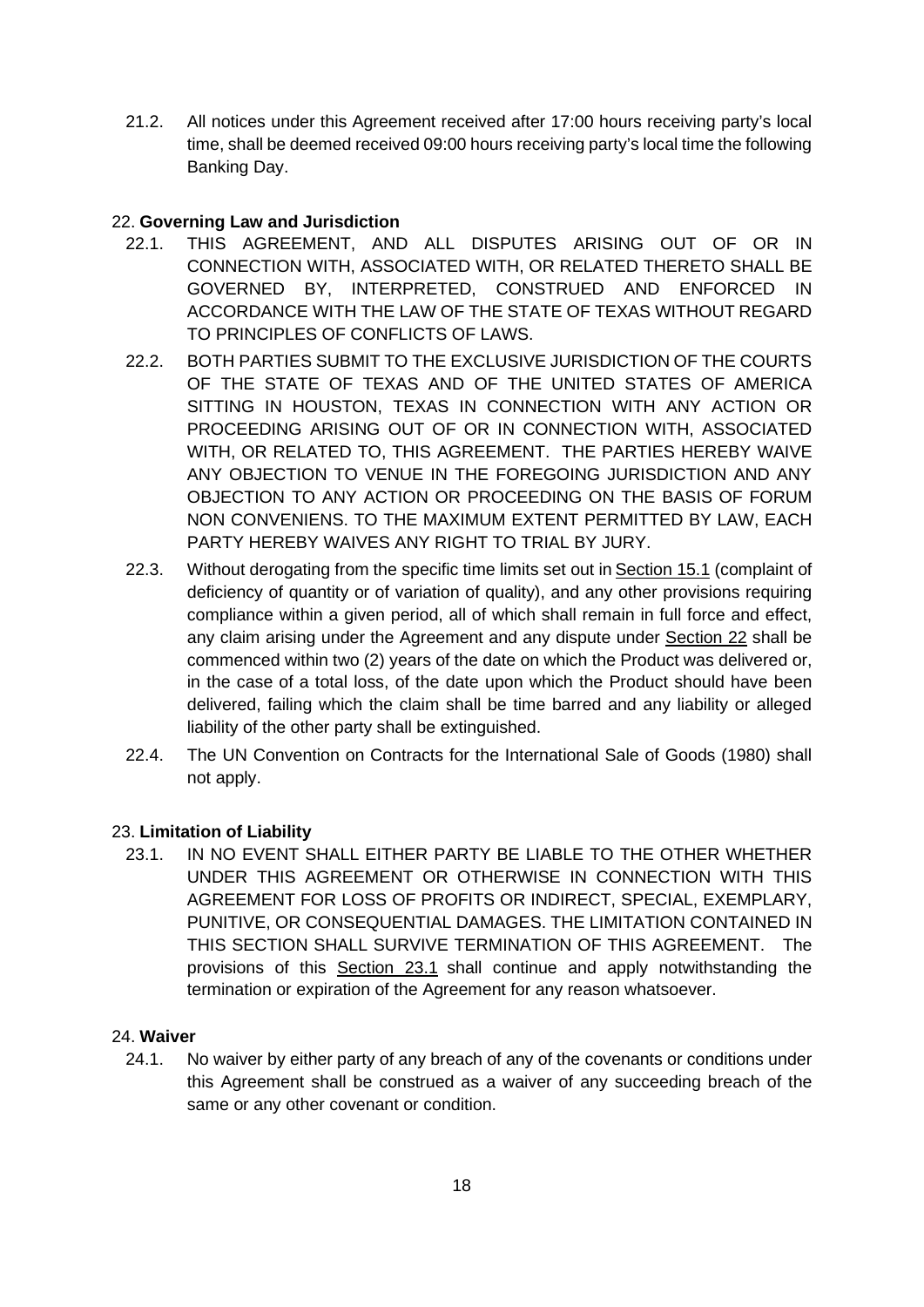21.2. All notices under this Agreement received after 17:00 hours receiving party's local time, shall be deemed received 09:00 hours receiving party's local time the following Banking Day.

22. **Governing Law and Jurisdiction**

22.1. THIS AGREEMENT, AND ALL DISPUTES ARISING OUT OF OR IN CONNECTION WITH, ASSOCIATED WITH, OR RELATED THERETO SHALL BE GOVERNED BY, INTERPRETED, CONSTRUED AND ENFORCED IN ACCORDANCE WITH THE LAW OF THE STATE OF TEXAS WITHOUT REGARD TO PRINCIPLES OF CONFLICTS OF LAWS.

22.2. BOTH PARTIES SUBMIT TO THE EXCLUSIVE JURISDICTION OF THE COURTS OF THE STATE OF TEXAS AND OF THE UNITED STATES OF AMERICA SITTING IN HOUSTON, TEXAS IN CONNECTION WITH ANY ACTION OR PROCEEDING ARISING OUT OF OR IN CONNECTION WITH, ASSOCIATED WITH, OR RELATED TO, THIS AGREEMENT. THE PARTIES HEREBY WAIVE ANY OBJECTION TO VENUE IN THE FOREGOING JURISDICTION AND ANY OBJECTION TO ANY ACTION OR PROCEEDING ON THE BASIS OF FORUM NON CONVENIENS. TO THE MAXIMUM EXTENT PERMITTED BY LAW, EACH PARTY HEREBY WAIVES ANY RIGHT TO TRIAL BY JURY.

22.3. Without derogating from the specific time limits set out in Section 15.1 (complaint of deficiency of quantity or of variation of quality), and any other provisions requiring compliance within a given period, all of which shall remain in full force and effect, any claim arising under the Agreement and any dispute under Section 22 shall be commenced within two (2) years of the date on which the Product was delivered or, in the case of a total loss, of the date upon which the Product should have been delivered, failing which the claim shall be time barred and any liability or alleged liability of the other party shall be extinguished.

22.4. The UN Convention on Contracts for the International Sale of Goods (1980) shall not apply.

23. **Limitation of Liability**

23.1. IN NO EVENT SHALL EITHER PARTY BE LIABLE TO THE OTHER WHETHER UNDER THIS AGREEMENT OR OTHERWISE IN CONNECTION WITH THIS AGREEMENT FOR LOSS OF PROFITS OR INDIRECT, SPECIAL, EXEMPLARY, PUNITIVE, OR CONSEQUENTIAL DAMAGES. THE LIMITATION CONTAINED IN THIS SECTION SHALL SURVIVE TERMINATION OF THIS AGREEMENT. The provisions of this Section 23.1 shall continue and apply notwithstanding the termination or expiration of the Agreement for any reason whatsoever.

24. **Waiver**

24.1. No waiver by either party of any breach of any of the covenants or conditions under this Agreement shall be construed as a waiver of any succeeding breach of the same or any other covenant or condition.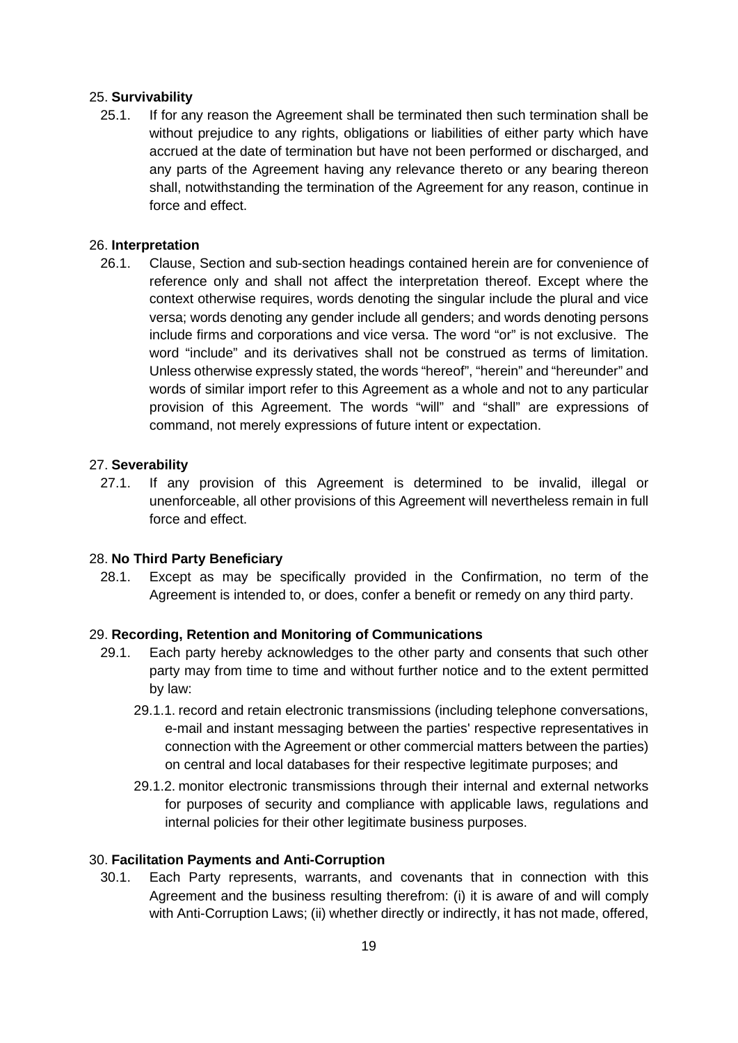25. **Survivability**

25.1. If for any reason the Agreement shall be terminated then such termination shall be without prejudice to any rights, obligations or liabilities of either party which have accrued at the date of termination but have not been performed or discharged, and any parts of the Agreement having any relevance thereto or any bearing thereon shall, notwithstanding the termination of the Agreement for any reason, continue in force and effect.

26. **Interpretation**

26.1. Clause, Section and sub-section headings contained herein are for convenience of reference only and shall not affect the interpretation thereof. Except where the context otherwise requires, words denoting the singular include the plural and vice versa; words denoting any gender include all genders; and words denoting persons include firms and corporations and vice versa. The word "or" is not exclusive. The word "include" and its derivatives shall not be construed as terms of limitation. Unless otherwise expressly stated, the words "hereof", "herein" and "hereunder" and words of similar import refer to this Agreement as a whole and not to any particular provision of this Agreement. The words "will" and "shall" are expressions of command, not merely expressions of future intent or expectation.

27. **Severability**

27.1. If any provision of this Agreement is determined to be invalid, illegal or unenforceable, all other provisions of this Agreement will nevertheless remain in full force and effect.

28. **No Third Party Beneficiary**

28.1. Except as may be specifically provided in the Confirmation, no term of the Agreement is intended to, or does, confer a benefit or remedy on any third party.

29. **Recording, Retention and Monitoring of Communications**

29.1. Each party hereby acknowledges to the other party and consents that such other party may from time to time and without further notice and to the extent permitted by law:

29.1.1. record and retain electronic transmissions (including telephone conversations, e-mail and instant messaging between the parties' respective representatives in connection with the Agreement or other commercial matters between the parties) on central and local databases for their respective legitimate purposes; and

29.1.2. monitor electronic transmissions through their internal and external networks for purposes of security and compliance with applicable laws, regulations and internal policies for their other legitimate business purposes.

30. **Facilitation Payments and Anti-Corruption**

30.1. Each Party represents, warrants, and covenants that in connection with this Agreement and the business resulting therefrom: (i) it is aware of and will comply with Anti-Corruption Laws; (ii) whether directly or indirectly, it has not made, offered,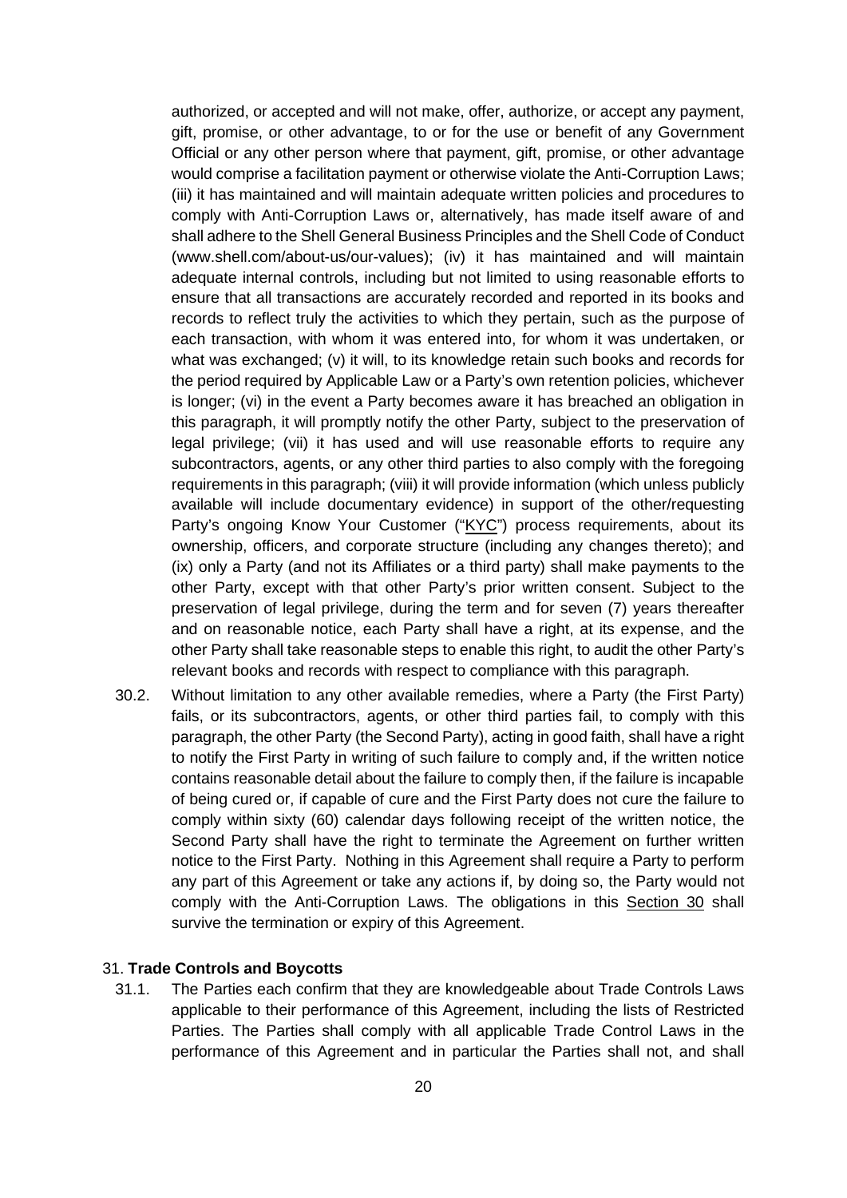authorized, or accepted and will not make, offer, authorize, or accept any payment, gift, promise, or other advantage, to or for the use or benefit of any Government Official or any other person where that payment, gift, promise, or other advantage would comprise a facilitation payment or otherwise violate the Anti-Corruption Laws; (iii) it has maintained and will maintain adequate written policies and procedures to comply with Anti-Corruption Laws or, alternatively, has made itself aware of and shall adhere to the Shell General Business Principles and the Shell Code of Conduct (www.shell.com/about-us/our-values); (iv) it has maintained and will maintain adequate internal controls, including but not limited to using reasonable efforts to ensure that all transactions are accurately recorded and reported in its books and records to reflect truly the activities to which they pertain, such as the purpose of each transaction, with whom it was entered into, for whom it was undertaken, or what was exchanged; (v) it will, to its knowledge retain such books and records for the period required by Applicable Law or a Party's own retention policies, whichever is longer; (vi) in the event a Party becomes aware it has breached an obligation in this paragraph, it will promptly notify the other Party, subject to the preservation of legal privilege; (vii) it has used and will use reasonable efforts to require any subcontractors, agents, or any other third parties to also comply with the foregoing requirements in this paragraph; (viii) it will provide information (which unless publicly available will include documentary evidence) in support of the other/requesting Party's ongoing Know Your Customer ("KYC") process requirements, about its ownership, officers, and corporate structure (including any changes thereto); and (ix) only a Party (and not its Affiliates or a third party) shall make payments to the other Party, except with that other Party's prior written consent. Subject to the preservation of legal privilege, during the term and for seven (7) years thereafter and on reasonable notice, each Party shall have a right, at its expense, and the other Party shall take reasonable steps to enable this right, to audit the other Party's relevant books and records with respect to compliance with this paragraph.

30.2. Without limitation to any other available remedies, where a Party (the First Party) fails, or its subcontractors, agents, or other third parties fail, to comply with this paragraph, the other Party (the Second Party), acting in good faith, shall have a right to notify the First Party in writing of such failure to comply and, if the written notice contains reasonable detail about the failure to comply then, if the failure is incapable of being cured or, if capable of cure and the First Party does not cure the failure to comply within sixty (60) calendar days following receipt of the written notice, the Second Party shall have the right to terminate the Agreement on further written notice to the First Party. Nothing in this Agreement shall require a Party to perform any part of this Agreement or take any actions if, by doing so, the Party would not comply with the Anti-Corruption Laws. The obligations in this Section 30 shall survive the termination or expiry of this Agreement.

31. **Trade Controls and Boycotts**

31.1. The Parties each confirm that they are knowledgeable about Trade Controls Laws applicable to their performance of this Agreement, including the lists of Restricted Parties. The Parties shall comply with all applicable Trade Control Laws in the performance of this Agreement and in particular the Parties shall not, and shall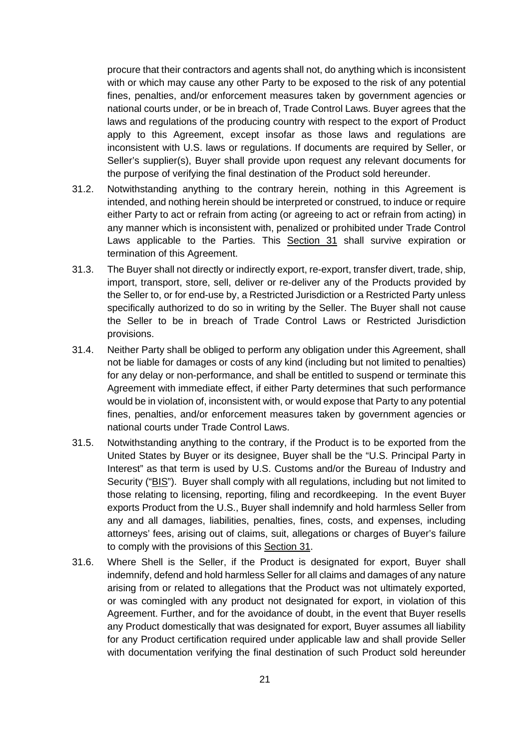procure that their contractors and agents shall not, do anything which is inconsistent with or which may cause any other Party to be exposed to the risk of any potential fines, penalties, and/or enforcement measures taken by government agencies or national courts under, or be in breach of, Trade Control Laws. Buyer agrees that the laws and regulations of the producing country with respect to the export of Product apply to this Agreement, except insofar as those laws and regulations are inconsistent with U.S. laws or regulations. If documents are required by Seller, or Seller's supplier(s), Buyer shall provide upon request any relevant documents for the purpose of verifying the final destination of the Product sold hereunder.

31.2. Notwithstanding anything to the contrary herein, nothing in this Agreement is intended, and nothing herein should be interpreted or construed, to induce or require either Party to act or refrain from acting (or agreeing to act or refrain from acting) in any manner which is inconsistent with, penalized or prohibited under Trade Control Laws applicable to the Parties. This Section 31 shall survive expiration or termination of this Agreement.

31.3. The Buyer shall not directly or indirectly export, re-export, transfer divert, trade, ship, import, transport, store, sell, deliver or re-deliver any of the Products provided by the Seller to, or for end-use by, a Restricted Jurisdiction or a Restricted Party unless specifically authorized to do so in writing by the Seller. The Buyer shall not cause the Seller to be in breach of Trade Control Laws or Restricted Jurisdiction provisions.

31.4. Neither Party shall be obliged to perform any obligation under this Agreement, shall not be liable for damages or costs of any kind (including but not limited to penalties) for any delay or non-performance, and shall be entitled to suspend or terminate this Agreement with immediate effect, if either Party determines that such performance would be in violation of, inconsistent with, or would expose that Party to any potential fines, penalties, and/or enforcement measures taken by government agencies or national courts under Trade Control Laws.

31.5. Notwithstanding anything to the contrary, if the Product is to be exported from the United States by Buyer or its designee, Buyer shall be the "U.S. Principal Party in Interest" as that term is used by U.S. Customs and/or the Bureau of Industry and Security ("BIS"). Buyer shall comply with all regulations, including but not limited to those relating to licensing, reporting, filing and recordkeeping. In the event Buyer exports Product from the U.S., Buyer shall indemnify and hold harmless Seller from any and all damages, liabilities, penalties, fines, costs, and expenses, including attorneys' fees, arising out of claims, suit, allegations or charges of Buyer's failure to comply with the provisions of this Section 31.

31.6. Where Shell is the Seller, if the Product is designated for export, Buyer shall indemnify, defend and hold harmless Seller for all claims and damages of any nature arising from or related to allegations that the Product was not ultimately exported, or was comingled with any product not designated for export, in violation of this Agreement. Further, and for the avoidance of doubt, in the event that Buyer resells any Product domestically that was designated for export, Buyer assumes all liability for any Product certification required under applicable law and shall provide Seller with documentation verifying the final destination of such Product sold hereunder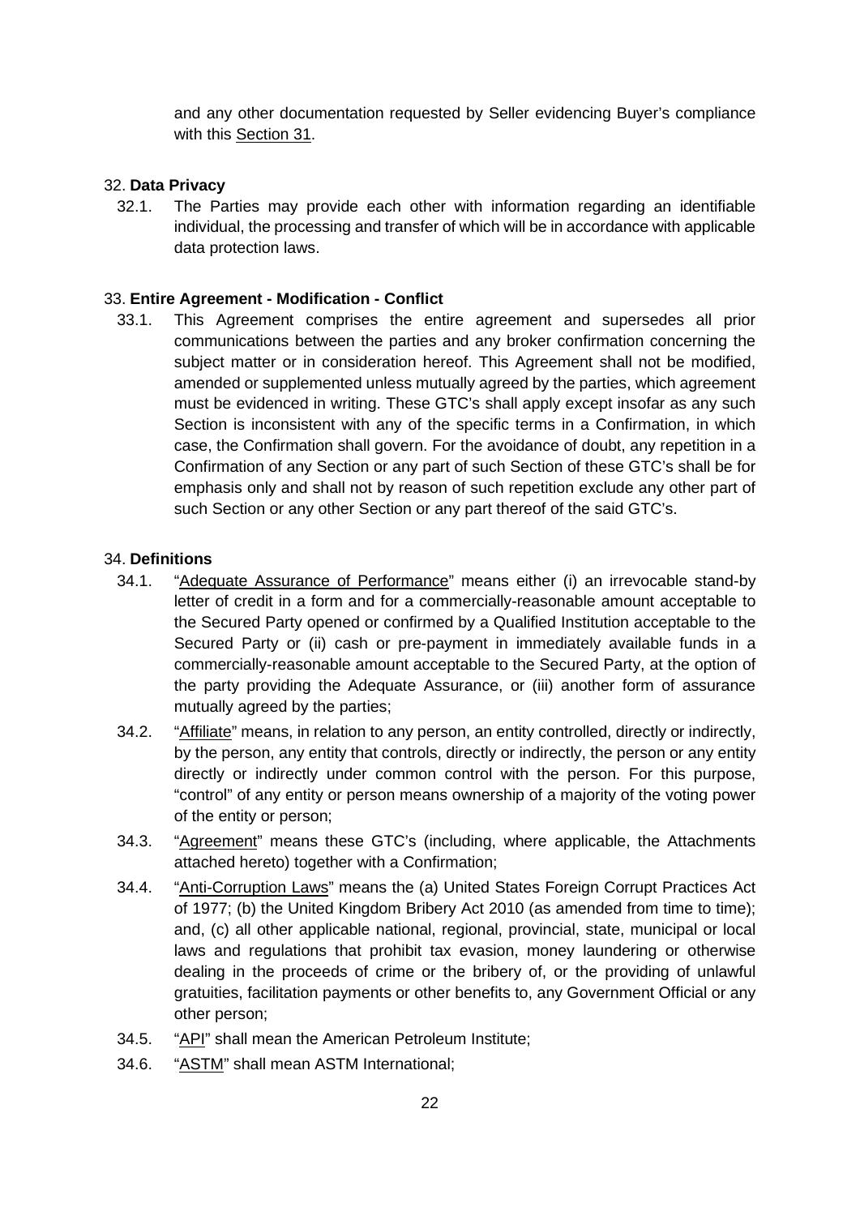and any other documentation requested by Seller evidencing Buyer's compliance with this Section 31.

## 32. **Data Privacy**

32.1. The Parties may provide each other with information regarding an identifiable individual, the processing and transfer of which will be in accordance with applicable data protection laws.

## 33. **Entire Agreement - Modification - Conflict**

33.1. This Agreement comprises the entire agreement and supersedes all prior communications between the parties and any broker confirmation concerning the subject matter or in consideration hereof. This Agreement shall not be modified, amended or supplemented unless mutually agreed by the parties, which agreement must be evidenced in writing. These GTC's shall apply except insofar as any such Section is inconsistent with any of the specific terms in a Confirmation, in which case, the Confirmation shall govern. For the avoidance of doubt, any repetition in a Confirmation of any Section or any part of such Section of these GTC's shall be for emphasis only and shall not by reason of such repetition exclude any other part of such Section or any other Section or any part thereof of the said GTC's.

## 34. **Definitions**

34.1. "Adequate Assurance of Performance" means either (i) an irrevocable stand-by letter of credit in a form and for a commercially-reasonable amount acceptable to the Secured Party opened or confirmed by a Qualified Institution acceptable to the Secured Party or (ii) cash or pre-payment in immediately available funds in a commercially-reasonable amount acceptable to the Secured Party, at the option of the party providing the Adequate Assurance, or (iii) another form of assurance mutually agreed by the parties;

34.2. "Affiliate" means, in relation to any person, an entity controlled, directly or indirectly, by the person, any entity that controls, directly or indirectly, the person or any entity directly or indirectly under common control with the person. For this purpose, "control" of any entity or person means ownership of a majority of the voting power of the entity or person;

34.3. "Agreement" means these GTC's (including, where applicable, the Attachments attached hereto) together with a Confirmation;

34.4. "Anti-Corruption Laws" means the (a) United States Foreign Corrupt Practices Act of 1977; (b) the United Kingdom Bribery Act 2010 (as amended from time to time); and, (c) all other applicable national, regional, provincial, state, municipal or local laws and regulations that prohibit tax evasion, money laundering or otherwise dealing in the proceeds of crime or the bribery of, or the providing of unlawful gratuities, facilitation payments or other benefits to, any Government Official or any other person;

34.5. "API" shall mean the American Petroleum Institute;

34.6. "ASTM" shall mean ASTM International;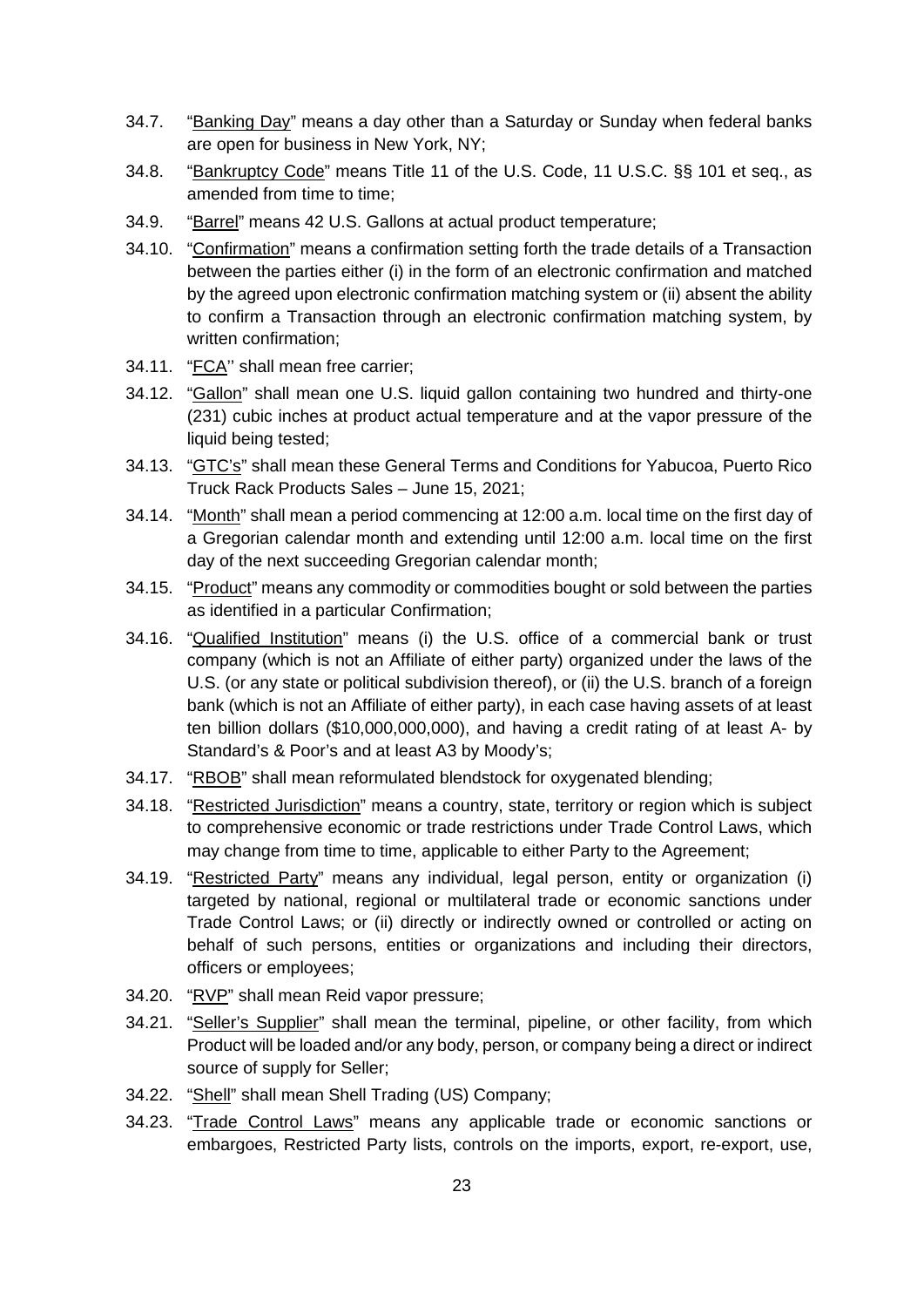34.7. "Banking Day" means a day other than a Saturday or Sunday when federal banks are open for business in New York, NY;

34.8. "Bankruptcy Code" means Title 11 of the U.S. Code, 11 U.S.C. §§ 101 et seq., as amended from time to time;

34.9. "Barrel" means 42 U.S. Gallons at actual product temperature;

34.10. "Confirmation" means a confirmation setting forth the trade details of a Transaction between the parties either (i) in the form of an electronic confirmation and matched by the agreed upon electronic confirmation matching system or (ii) absent the ability to confirm a Transaction through an electronic confirmation matching system, by written confirmation;

34.11. "FCA'' shall mean free carrier;

34.12. "Gallon" shall mean one U.S. liquid gallon containing two hundred and thirty-one (231) cubic inches at product actual temperature and at the vapor pressure of the liquid being tested;

34.13. "GTC's" shall mean these General Terms and Conditions for Yabucoa, Puerto Rico Truck Rack Products Sales – June 15, 2021;

34.14. "Month" shall mean a period commencing at 12:00 a.m. local time on the first day of a Gregorian calendar month and extending until 12:00 a.m. local time on the first day of the next succeeding Gregorian calendar month;

34.15. "Product" means any commodity or commodities bought or sold between the parties as identified in a particular Confirmation;

34.16. "Qualified Institution" means (i) the U.S. office of a commercial bank or trust company (which is not an Affiliate of either party) organized under the laws of the U.S. (or any state or political subdivision thereof), or (ii) the U.S. branch of a foreign bank (which is not an Affiliate of either party), in each case having assets of at least ten billion dollars ($10,000,000,000), and having a credit rating of at least A- by Standard's & Poor's and at least A3 by Moody's;

34.17. "RBOB" shall mean reformulated blendstock for oxygenated blending;

34.18. "Restricted Jurisdiction" means a country, state, territory or region which is subject to comprehensive economic or trade restrictions under Trade Control Laws, which may change from time to time, applicable to either Party to the Agreement;

34.19. "Restricted Party" means any individual, legal person, entity or organization (i) targeted by national, regional or multilateral trade or economic sanctions under Trade Control Laws; or (ii) directly or indirectly owned or controlled or acting on behalf of such persons, entities or organizations and including their directors, officers or employees;

34.20. "RVP" shall mean Reid vapor pressure;

34.21. "Seller's Supplier" shall mean the terminal, pipeline, or other facility, from which Product will be loaded and/or any body, person, or company being a direct or indirect source of supply for Seller;

34.22. "Shell" shall mean Shell Trading (US) Company;

34.23. "Trade Control Laws" means any applicable trade or economic sanctions or embargoes, Restricted Party lists, controls on the imports, export, re-export, use,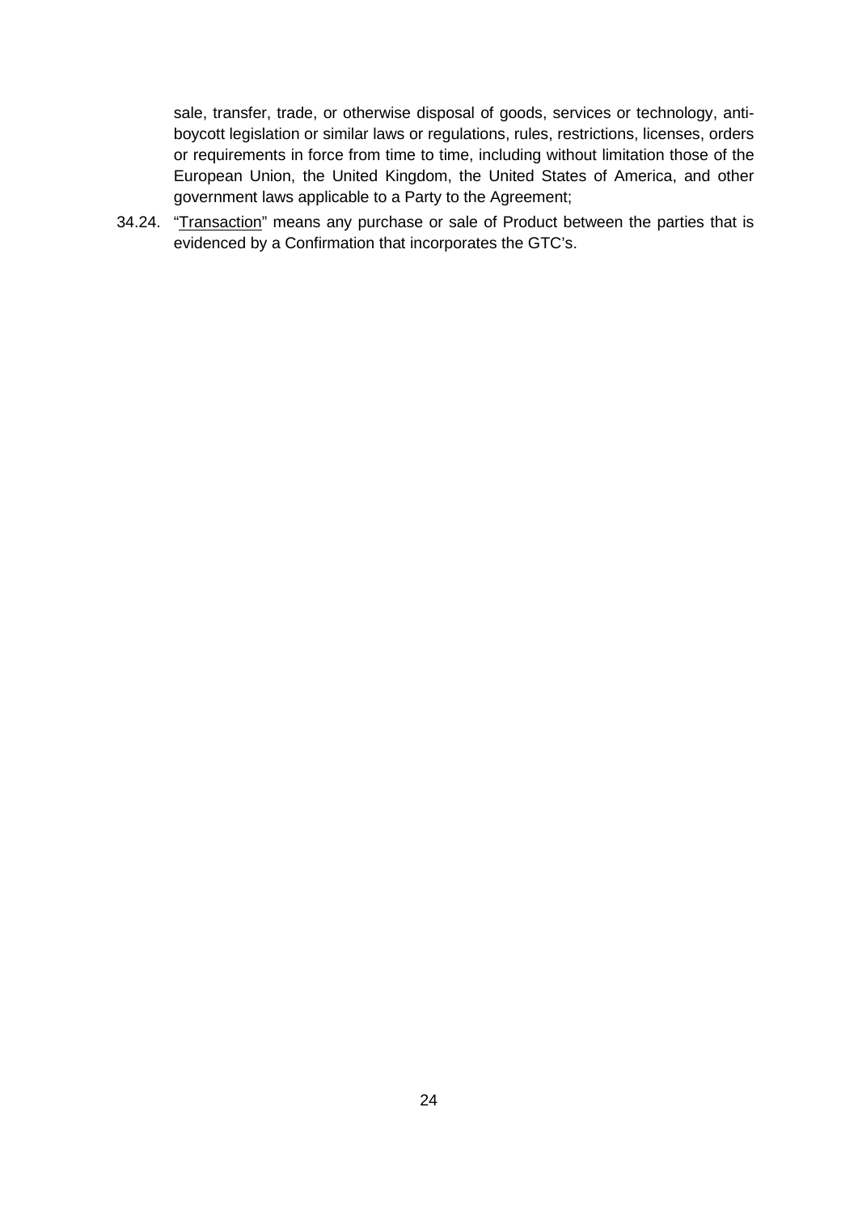sale, transfer, trade, or otherwise disposal of goods, services or technology, anti-boycott legislation or similar laws or regulations, rules, restrictions, licenses, orders or requirements in force from time to time, including without limitation those of the European Union, the United Kingdom, the United States of America, and other government laws applicable to a Party to the Agreement;

34.24. "Transaction" means any purchase or sale of Product between the parties that is evidenced by a Confirmation that incorporates the GTC's.